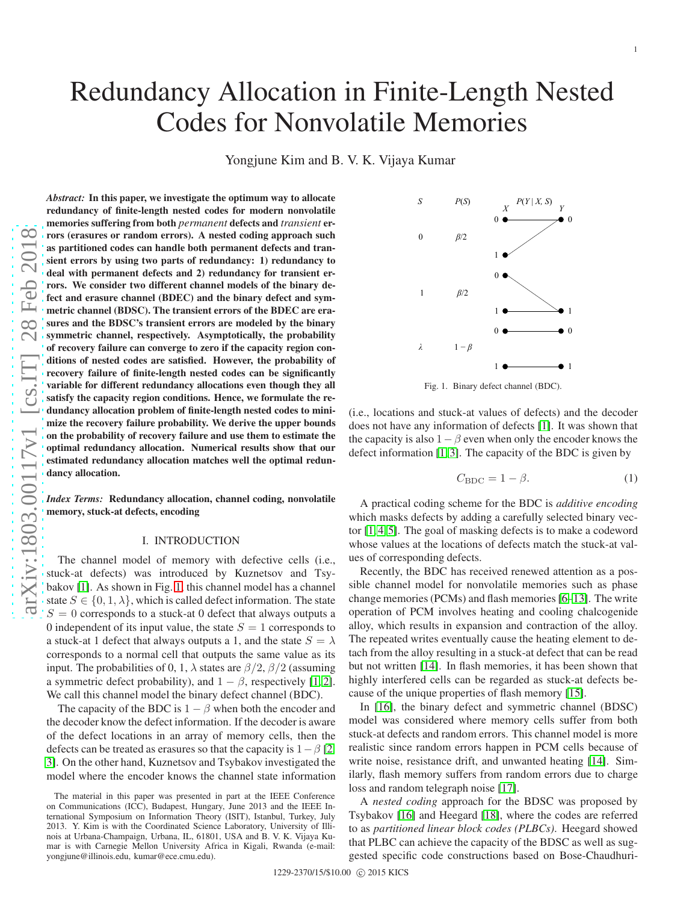# Redundancy Allocation in Finite-Length Nested Codes for Nonvolatile Memories

Yongjune Kim and B. V. K. Vijaya Kumar

***Abstract:*** **In this paper, we investigate the optimum way to allocate redundancy of finite-length nested codes for modern nonvolatile memories suffering from both *permanent* defects and *transient* errors (erasures or random errors). A nested coding approach such as partitioned codes can handle both permanent defects and transient errors by using two parts of redundancy: 1) redundancy to deal with permanent defects and 2) redundancy for transient errors. We consider two different channel models of the binary defect and erasure channel (BDEC) and the binary defect and symmetric channel (BDSC). The transient errors of the BDEC are erasures and the BDSC's transient errors are modeled by the binary symmetric channel, respectively. Asymptotically, the probability of recovery failure can converge to zero if the capacity region conditions of nested codes are satisfied. However, the probability of recovery failure of finite-length nested codes can be significantly variable for different redundancy allocations even though they all satisfy the capacity region conditions. Hence, we formulate the redundancy allocation problem of finite-length nested codes to minimize the recovery failure probability. We derive the upper bounds on the probability of recovery failure and use them to estimate the optimal redundancy allocation. Numerical results show that our estimated redundancy allocation matches well the optimal redundancy allocation.**

***Index Terms:*** **Redundancy allocation, channel coding, nonvolatile memory, stuck-at defects, encoding**

## I. INTRODUCTION

The channel model of memory with defective cells (i.e., stuck-at defects) was introduced by Kuznetsov and Tsybakov [1]. As shown in Fig. 1, this channel model has a channel state $S \in \{0, 1, \lambda\}$, which is called defect information. The state $S = 0$ corresponds to a stuck-at 0 defect that always outputs a 0 independent of its input value, the state $S = 1$ corresponds to a stuck-at 1 defect that always outputs a 1, and the state $S = \lambda$ corresponds to a normal cell that outputs the same value as its input. The probabilities of 0, 1, $\lambda$ states are $\beta/2$, $\beta/2$ (assuming a symmetric defect probability), and $1 - \beta$, respectively [1, 2]. We call this channel model the binary defect channel (BDC).

The capacity of the BDC is $1 - \beta$ when both the encoder and the decoder know the defect information. If the decoder is aware of the defect locations in an array of memory cells, then the defects can be treated as erasures so that the capacity is $1 - \beta$ [2, 3]. On the other hand, Kuznetsov and Tsybakov investigated the model where the encoder knows the channel state information

| $S$ | $P(S)$ | $P(Y \mid X, S)$ |
|---|---|---|
| 0 | $\beta/2$ | $X$: 0 → $Y$: 0; $X$: 1 → $Y$: 0 |
| 1 | $\beta/2$ | $X$: 0 → $Y$: 1; $X$: 1 → $Y$: 1 |
| $\lambda$ | $1-\beta$ | $X$: 0 → $Y$: 0; $X$: 1 → $Y$: 1 |

Fig. 1. Binary defect channel (BDC).

(i.e., locations and stuck-at values of defects) and the decoder does not have any information of defects [1]. It was shown that the capacity is also $1 - \beta$ even when only the encoder knows the defect information [1, 3]. The capacity of the BDC is given by

$$C_{\text{BDC}} = 1 - \beta. \tag{1}$$

A practical coding scheme for the BDC is *additive encoding* which masks defects by adding a carefully selected binary vector [1, 4, 5]. The goal of masking defects is to make a codeword whose values at the locations of defects match the stuck-at values of corresponding defects.

Recently, the BDC has received renewed attention as a possible channel model for nonvolatile memories such as phase change memories (PCMs) and flash memories [6–13]. The write operation of PCM involves heating and cooling chalcogenide alloy, which results in expansion and contraction of the alloy. The repeated writes eventually cause the heating element to detach from the alloy resulting in a stuck-at defect that can be read but not written [14]. In flash memories, it has been shown that highly interfered cells can be regarded as stuck-at defects because of the unique properties of flash memory [15].

In [16], the binary defect and symmetric channel (BDSC) model was considered where memory cells suffer from both stuck-at defects and random errors. This channel model is more realistic since random errors happen in PCM cells because of write noise, resistance drift, and unwanted heating [14]. Similarly, flash memory suffers from random errors due to charge loss and random telegraph noise [17].

A *nested coding* approach for the BDSC was proposed by Tsybakov [16] and Heegard [18], where the codes are referred to as *partitioned linear block codes (PLBCs)*. Heegard showed that PLBC can achieve the capacity of the BDSC as well as suggested specific code constructions based on Bose-Chaudhuri-

The material in this paper was presented in part at the IEEE Conference on Communications (ICC), Budapest, Hungary, June 2013 and the IEEE International Symposium on Information Theory (ISIT), Istanbul, Turkey, July 2013. Y. Kim is with the Coordinated Science Laboratory, University of Illinois at Urbana-Champaign, Urbana, IL, 61801, USA and B. V. K. Vijaya Kumar is with Carnegie Mellon University Africa in Kigali, Rwanda (e-mail: yongjune@illinois.edu, kumar@ece.cmu.edu).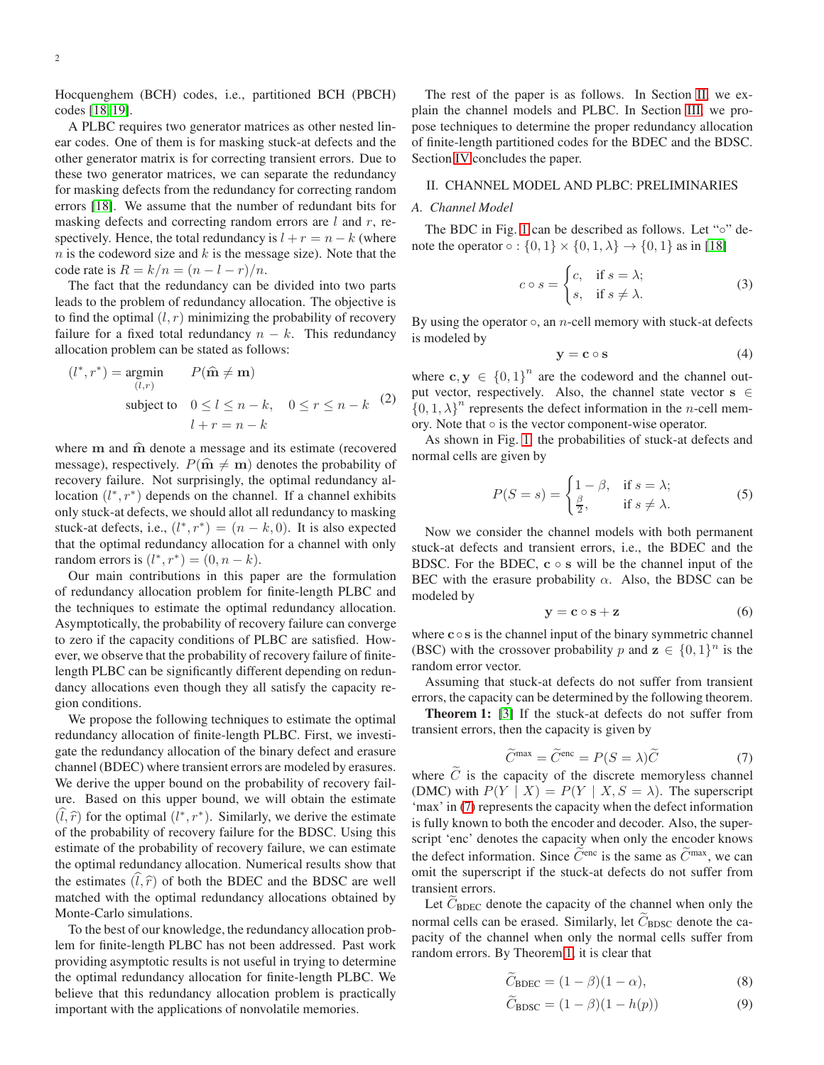Hocquenghem (BCH) codes, i.e., partitioned BCH (PBCH) codes [18,19].

A PLBC requires two generator matrices as other nested linear codes. One of them is for masking stuck-at defects and the other generator matrix is for correcting transient errors. Due to these two generator matrices, we can separate the redundancy for masking defects from the redundancy for correcting random errors [18]. We assume that the number of redundant bits for masking defects and correcting random errors are $l$ and $r$, respectively. Hence, the total redundancy is $l + r = n - k$ (where $n$ is the codeword size and $k$ is the message size). Note that the code rate is $R = k/n = (n - l - r)/n$.

The fact that the redundancy can be divided into two parts leads to the problem of redundancy allocation. The objective is to find the optimal $(l, r)$ minimizing the probability of recovery failure for a fixed total redundancy $n - k$. This redundancy allocation problem can be stated as follows:

$$
\begin{aligned}
(l^*, r^*) = \underset{(l,r)}{\operatorname{argmin}} \quad & P(\widehat{\mathbf{m}} \neq \mathbf{m}) \\
\text{subject to} \quad & 0 \leq l \leq n-k, \quad 0 \leq r \leq n-k \\
& l + r = n - k
\end{aligned}
\tag{2}
$$

where $\mathbf{m}$ and $\widehat{\mathbf{m}}$ denote a message and its estimate (recovered message), respectively. $P(\widehat{\mathbf{m}} \neq \mathbf{m})$ denotes the probability of recovery failure. Not surprisingly, the optimal redundancy allocation $(l^*, r^*)$ depends on the channel. If a channel exhibits only stuck-at defects, we should allot all redundancy to masking stuck-at defects, i.e., $(l^*, r^*) = (n - k, 0)$. It is also expected that the optimal redundancy allocation for a channel with only random errors is $(l^*, r^*) = (0, n - k)$.

Our main contributions in this paper are the formulation of redundancy allocation problem for finite-length PLBC and the techniques to estimate the optimal redundancy allocation. Asymptotically, the probability of recovery failure can converge to zero if the capacity conditions of PLBC are satisfied. However, we observe that the probability of recovery failure of finite-length PLBC can be significantly different depending on redundancy allocations even though they all satisfy the capacity region conditions.

We propose the following techniques to estimate the optimal redundancy allocation of finite-length PLBC. First, we investigate the redundancy allocation of the binary defect and erasure channel (BDEC) where transient errors are modeled by erasures. We derive the upper bound on the probability of recovery failure. Based on this upper bound, we will obtain the estimate $(\widehat{l}, \widehat{r})$ for the optimal $(l^*, r^*)$. Similarly, we derive the estimate of the probability of recovery failure for the BDSC. Using this estimate of the probability of recovery failure, we can estimate the optimal redundancy allocation. Numerical results show that the estimates $(\widehat{l}, \widehat{r})$ of both the BDEC and the BDSC are well matched with the optimal redundancy allocations obtained by Monte-Carlo simulations.

To the best of our knowledge, the redundancy allocation problem for finite-length PLBC has not been addressed. Past work providing asymptotic results is not useful in trying to determine the optimal redundancy allocation for finite-length PLBC. We believe that this redundancy allocation problem is practically important with the applications of nonvolatile memories.

The rest of the paper is as follows. In Section II, we explain the channel models and PLBC. In Section III, we propose techniques to determine the proper redundancy allocation of finite-length partitioned codes for the BDEC and the BDSC. Section IV concludes the paper.

## II. CHANNEL MODEL AND PLBC: PRELIMINARIES

### A. Channel Model

The BDC in Fig. 1 can be described as follows. Let "$\circ$" denote the operator $\circ : \{0, 1\} \times \{0, 1, \lambda\} \to \{0, 1\}$ as in [18]

$$
c \circ s = \begin{cases} c, & \text{if } s = \lambda; \\ s, & \text{if } s \neq \lambda. \end{cases} \tag{3}
$$

By using the operator $\circ$, an $n$-cell memory with stuck-at defects is modeled by

$$
\mathbf{y} = \mathbf{c} \circ \mathbf{s} \tag{4}
$$

where $\mathbf{c}, \mathbf{y} \in \{0, 1\}^n$ are the codeword and the channel output vector, respectively. Also, the channel state vector $\mathbf{s} \in \{0, 1, \lambda\}^n$ represents the defect information in the $n$-cell memory. Note that $\circ$ is the vector component-wise operator.

As shown in Fig. 1, the probabilities of stuck-at defects and normal cells are given by

$$
P(S = s) = \begin{cases} 1 - \beta, & \text{if } s = \lambda; \\ \frac{\beta}{2}, & \text{if } s \neq \lambda. \end{cases} \tag{5}
$$

Now we consider the channel models with both permanent stuck-at defects and transient errors, i.e., the BDEC and the BDSC. For the BDEC, $\mathbf{c} \circ \mathbf{s}$ will be the channel input of the BEC with the erasure probability $\alpha$. Also, the BDSC can be modeled by

$$
\mathbf{y} = \mathbf{c} \circ \mathbf{s} + \mathbf{z} \tag{6}
$$

where $\mathbf{c} \circ \mathbf{s}$ is the channel input of the binary symmetric channel (BSC) with the crossover probability $p$ and $\mathbf{z} \in \{0, 1\}^n$ is the random error vector.

Assuming that stuck-at defects do not suffer from transient errors, the capacity can be determined by the following theorem.

**Theorem 1:** [3] If the stuck-at defects do not suffer from transient errors, then the capacity is given by

$$
\widetilde{C}^{\max} = \widetilde{C}^{\text{enc}} = P(S = \lambda)\widetilde{C} \tag{7}
$$

where $\widetilde{C}$ is the capacity of the discrete memoryless channel (DMC) with $P(Y \mid X) = P(Y \mid X, S = \lambda)$. The superscript 'max' in (7) represents the capacity when the defect information is fully known to both the encoder and decoder. Also, the superscript 'enc' denotes the capacity when only the encoder knows the defect information. Since $\widetilde{C}^{\text{enc}}$ is the same as $\widetilde{C}^{\max}$, we can omit the superscript if the stuck-at defects do not suffer from transient errors.

Let $\widetilde{C}_{\text{BDEC}}$ denote the capacity of the channel when only the normal cells can be erased. Similarly, let $\widetilde{C}_{\text{BDSC}}$ denote the capacity of the channel when only the normal cells suffer from random errors. By Theorem 1, it is clear that

$$
\widetilde{C}_{\text{BDEC}} = (1 - \beta)(1 - \alpha), \tag{8}
$$

$$
\widetilde{C}_{\text{BDSC}} = (1 - \beta)(1 - h(p)) \tag{9}
$$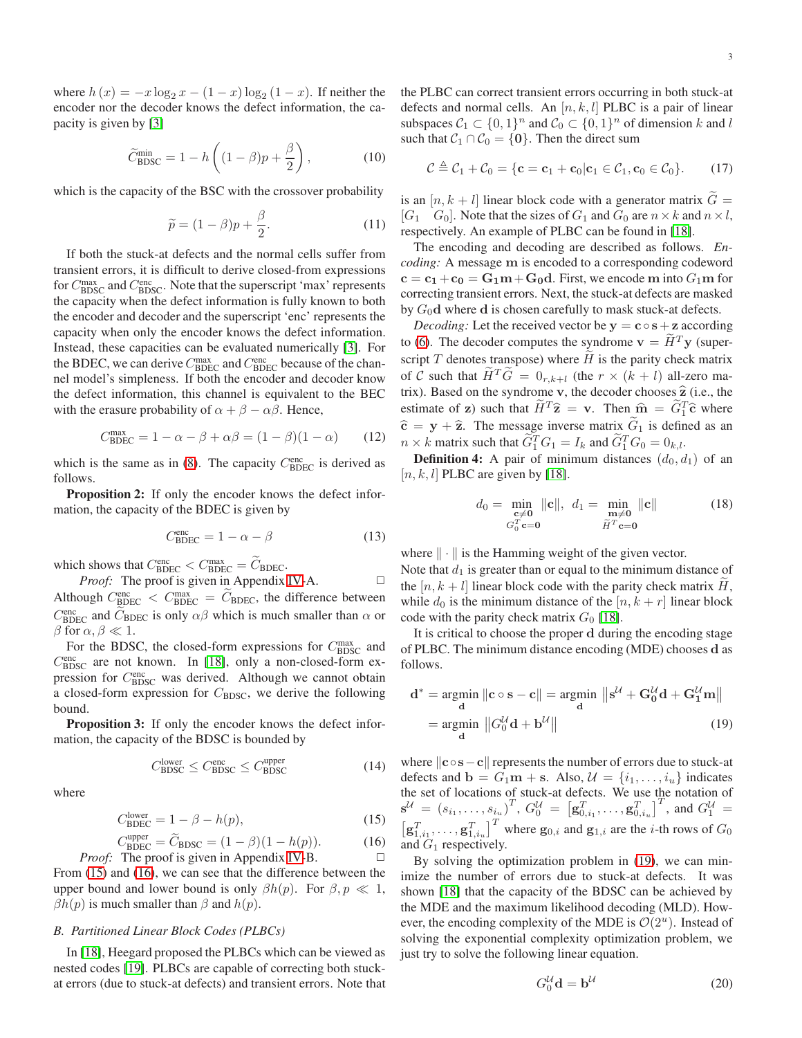where $h(x) = -x \log_2 x - (1-x) \log_2 (1-x)$. If neither the encoder nor the decoder knows the defect information, the capacity is given by [3]

$$\widetilde{C}_{\text{BDSC}}^{\min} = 1 - h\left((1-\beta)p + \frac{\beta}{2}\right), \tag{10}$$

which is the capacity of the BSC with the crossover probability

$$\widetilde{p} = (1-\beta)p + \frac{\beta}{2}. \tag{11}$$

If both the stuck-at defects and the normal cells suffer from transient errors, it is difficult to derive closed-from expressions for $C_{\text{BDSC}}^{\max}$ and $C_{\text{BDSC}}^{\text{enc}}$. Note that the superscript 'max' represents the capacity when the defect information is fully known to both the encoder and decoder and the superscript 'enc' represents the capacity when only the encoder knows the defect information. Instead, these capacities can be evaluated numerically [3]. For the BDEC, we can derive $C_{\text{BDEC}}^{\max}$ and $C_{\text{BDEC}}^{\text{enc}}$ because of the channel model's simpleness. If both the encoder and decoder know the defect information, this channel is equivalent to the BEC with the erasure probability of $\alpha + \beta - \alpha\beta$. Hence,

$$C_{\text{BDEC}}^{\max} = 1 - \alpha - \beta + \alpha\beta = (1-\beta)(1-\alpha) \tag{12}$$

which is the same as in (8). The capacity $C_{\text{BDEC}}^{\text{enc}}$ is derived as follows.

**Proposition 2:** If only the encoder knows the defect information, the capacity of the BDEC is given by

$$C_{\text{BDEC}}^{\text{enc}} = 1 - \alpha - \beta \tag{13}$$

which shows that $C_{\text{BDEC}}^{\text{enc}} < C_{\text{BDEC}}^{\max} = \widetilde{C}_{\text{BDEC}}$.

*Proof:* The proof is given in Appendix IV-A. □

Although $C_{\text{BDEC}}^{\text{enc}} < C_{\text{BDEC}}^{\max} = \widetilde{C}_{\text{BDEC}}$, the difference between $C_{\text{BDEC}}^{\text{enc}}$ and $\widetilde{C}_{\text{BDEC}}$ is only $\alpha\beta$ which is much smaller than $\alpha$ or $\beta$ for $\alpha, \beta \ll 1$.

For the BDSC, the closed-form expressions for $C_{\text{BDSC}}^{\max}$ and $C_{\text{BDSC}}^{\text{enc}}$ are not known. In [18], only a non-closed-form expression for $C_{\text{BDSC}}^{\text{enc}}$ was derived. Although we cannot obtain a closed-form expression for $C_{\text{BDSC}}$, we derive the following bound.

**Proposition 3:** If only the encoder knows the defect information, the capacity of the BDSC is bounded by

$$C_{\text{BDSC}}^{\text{lower}} \le C_{\text{BDSC}}^{\text{enc}} \le C_{\text{BDSC}}^{\text{upper}} \tag{14}$$

where

$$C_{\text{BDEC}}^{\text{lower}} = 1 - \beta - h(p), \tag{15}$$

$$C_{\text{BDEC}}^{\text{upper}} = \widetilde{C}_{\text{BDSC}} = (1-\beta)(1-h(p)). \tag{16}$$

*Proof:* The proof is given in Appendix IV-B. □

From (15) and (16), we can see that the difference between the upper bound and lower bound is only $\beta h(p)$. For $\beta, p \ll 1$, $\beta h(p)$ is much smaller than $\beta$ and $h(p)$.

### B. Partitioned Linear Block Codes (PLBCs)

In [18], Heegard proposed the PLBCs which can be viewed as nested codes [19]. PLBCs are capable of correcting both stuck-at errors (due to stuck-at defects) and transient errors. Note that the PLBC can correct transient errors occurring in both stuck-at defects and normal cells. An $[n,k,l]$ PLBC is a pair of linear subspaces $\mathcal{C}_1 \subset \{0,1\}^n$ and $\mathcal{C}_0 \subset \{0,1\}^n$ of dimension $k$ and $l$ such that $\mathcal{C}_1 \cap \mathcal{C}_0 = \{\mathbf{0}\}$. Then the direct sum

$$\mathcal{C} \triangleq \mathcal{C}_1 + \mathcal{C}_0 = \{\mathbf{c} = \mathbf{c}_1 + \mathbf{c}_0 | \mathbf{c}_1 \in \mathcal{C}_1, \mathbf{c}_0 \in \mathcal{C}_0\}. \tag{17}$$

is an $[n, k+l]$ linear block code with a generator matrix $\widetilde{G} = [G_1 \quad G_0]$. Note that the sizes of $G_1$ and $G_0$ are $n \times k$ and $n \times l$, respectively. An example of PLBC can be found in [18].

The encoding and decoding are described as follows. *Encoding:* A message $\mathbf{m}$ is encoded to a corresponding codeword $\mathbf{c} = \mathbf{c_1} + \mathbf{c_0} = \mathbf{G_1 m} + \mathbf{G_0 d}$. First, we encode $\mathbf{m}$ into $G_1\mathbf{m}$ for correcting transient errors. Next, the stuck-at defects are masked by $G_0\mathbf{d}$ where $\mathbf{d}$ is chosen carefully to mask stuck-at defects.

*Decoding:* Let the received vector be $\mathbf{y} = \mathbf{c} \circ \mathbf{s} + \mathbf{z}$ according to (6). The decoder computes the syndrome $\mathbf{v} = \widetilde{H}^T\mathbf{y}$ (superscript $T$ denotes transpose) where $\widetilde{H}$ is the parity check matrix of $\mathcal{C}$ such that $\widetilde{H}^T\widetilde{G} = 0_{r,k+l}$ (the $r \times (k+l)$ all-zero matrix). Based on the syndrome $\mathbf{v}$, the decoder chooses $\widehat{\mathbf{z}}$ (i.e., the estimate of $\mathbf{z}$) such that $\widetilde{H}^T\widehat{\mathbf{z}} = \mathbf{v}$. Then $\widehat{\mathbf{m}} = \widetilde{G}_1^T\widehat{\mathbf{c}}$ where $\widehat{\mathbf{c}} = \mathbf{y} + \widehat{\mathbf{z}}$. The message inverse matrix $\widetilde{G}_1$ is defined as an $n \times k$ matrix such that $\widetilde{G}_1^T G_1 = I_k$ and $\widetilde{G}_1^T G_0 = 0_{k,l}$.

**Definition 4:** A pair of minimum distances $(d_0, d_1)$ of an $[n,k,l]$ PLBC are given by [18].

$$d_0 = \min_{\substack{\mathbf{c} \neq \mathbf{0} \\ G_0^T\mathbf{c} = \mathbf{0}}} \|\mathbf{c}\|, \quad d_1 = \min_{\substack{\mathbf{m} \neq \mathbf{0} \\ \widetilde{H}^T\mathbf{c} = \mathbf{0}}} \|\mathbf{c}\| \tag{18}$$

where $\|\cdot\|$ is the Hamming weight of the given vector.

Note that $d_1$ is greater than or equal to the minimum distance of the $[n, k+l]$ linear block code with the parity check matrix $\widetilde{H}$, while $d_0$ is the minimum distance of the $[n, k+r]$ linear block code with the parity check matrix $G_0$ [18].

It is critical to choose the proper $\mathbf{d}$ during the encoding stage of PLBC. The minimum distance encoding (MDE) chooses $\mathbf{d}$ as follows.

$$\begin{aligned}
\mathbf{d}^* &= \operatorname*{argmin}_{\mathbf{d}} \|\mathbf{c} \circ \mathbf{s} - \mathbf{c}\| = \operatorname*{argmin}_{\mathbf{d}} \left\|\mathbf{s}^{\mathcal{U}} + \mathbf{G}_0^{\mathcal{U}}\mathbf{d} + \mathbf{G}_1^{\mathcal{U}}\mathbf{m}\right\| \\
&= \operatorname*{argmin}_{\mathbf{d}} \left\|G_0^{\mathcal{U}}\mathbf{d} + \mathbf{b}^{\mathcal{U}}\right\|
\end{aligned} \tag{19}$$

where $\|\mathbf{c} \circ \mathbf{s} - \mathbf{c}\|$ represents the number of errors due to stuck-at defects and $\mathbf{b} = G_1\mathbf{m} + \mathbf{s}$. Also, $\mathcal{U} = \{i_1, \ldots, i_u\}$ indicates the set of locations of stuck-at defects. We use the notation of $\mathbf{s}^{\mathcal{U}} = (s_{i_1}, \ldots, s_{i_u})^T$, $G_0^{\mathcal{U}} = \left[\mathbf{g}_{0,i_1}^T, \ldots, \mathbf{g}_{0,i_u}^T\right]^T$, and $G_1^{\mathcal{U}} = \left[\mathbf{g}_{1,i_1}^T, \ldots, \mathbf{g}_{1,i_u}^T\right]^T$ where $\mathbf{g}_{0,i}$ and $\mathbf{g}_{1,i}$ are the $i$-th rows of $G_0$ and $G_1$ respectively.

By solving the optimization problem in (19), we can minimize the number of errors due to stuck-at defects. It was shown [18] that the capacity of the BDSC can be achieved by the MDE and the maximum likelihood decoding (MLD). However, the encoding complexity of the MDE is $\mathcal{O}(2^u)$. Instead of solving the exponential complexity optimization problem, we just try to solve the following linear equation.

$$G_0^{\mathcal{U}}\mathbf{d} = \mathbf{b}^{\mathcal{U}} \tag{20}$$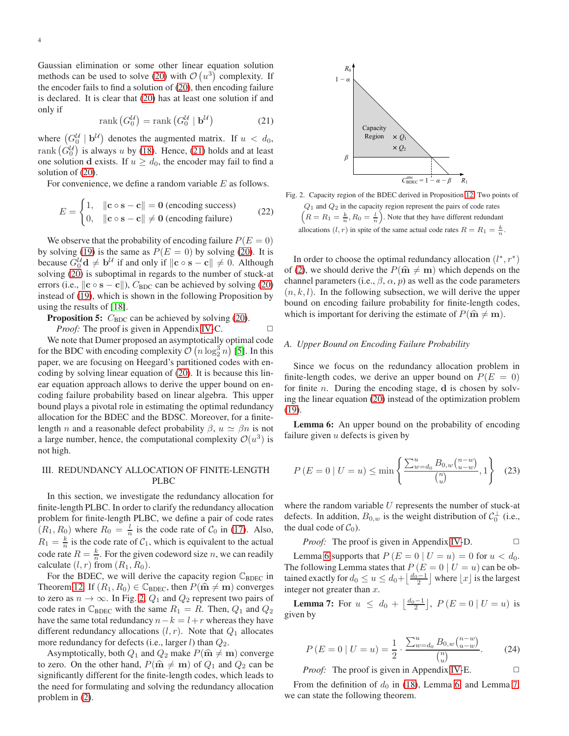Gaussian elimination or some other linear equation solution methods can be used to solve (20) with $\mathcal{O}\left(u^3\right)$ complexity. If the encoder fails to find a solution of (20), then encoding failure is declared. It is clear that (20) has at least one solution if and only if

$$\operatorname{rank}\left(G_0^{\mathcal{U}}\right) = \operatorname{rank}\left(G_0^{\mathcal{U}} \mid \mathbf{b}^{\mathcal{U}}\right) \tag{21}$$

where $\left(G_0^{\mathcal{U}} \mid \mathbf{b}^{\mathcal{U}}\right)$ denotes the augmented matrix. If $u < d_0$, $\operatorname{rank}\left(G_0^{\mathcal{U}}\right)$ is always $u$ by (18). Hence, (21) holds and at least one solution $\mathbf{d}$ exists. If $u \geq d_0$, the encoder may fail to find a solution of (20).

For convenience, we define a random variable $E$ as follows.

$$E = \begin{cases} 1, & \|\mathbf{c} \circ \mathbf{s} - \mathbf{c}\| = \mathbf{0} \text{ (encoding success)} \\ 0, & \|\mathbf{c} \circ \mathbf{s} - \mathbf{c}\| \neq \mathbf{0} \text{ (encoding failure)} \end{cases} \tag{22}$$

We observe that the probability of encoding failure $P(E=0)$ by solving (19) is the same as $P(E=0)$ by solving (20). It is because $G_0^{\mathcal{U}}\mathbf{d} \neq \mathbf{b}^{\mathcal{U}}$ if and only if $\|\mathbf{c} \circ \mathbf{s} - \mathbf{c}\| \neq 0$. Although solving (20) is suboptimal in regards to the number of stuck-at errors (i.e., $\|\mathbf{c} \circ \mathbf{s} - \mathbf{c}\|$), $C_{\text{BDC}}$ can be achieved by solving (20) instead of (19), which is shown in the following Proposition by using the results of [18].

**Proposition 5:** $C_{\text{BDC}}$ can be achieved by solving (20).

*Proof:* The proof is given in Appendix IV-C. □

We note that Dumer proposed an asymptotically optimal code for the BDC with encoding complexity $\mathcal{O}\left(n \log_2^3 n\right)$ [5]. In this paper, we are focusing on Heegard's partitioned codes with encoding by solving linear equation of (20). It is because this linear equation approach allows to derive the upper bound on encoding failure probability based on linear algebra. This upper bound plays a pivotal role in estimating the optimal redundancy allocation for the BDEC and the BDSC. Moreover, for a finite-length $n$ and a reasonable defect probability $\beta$, $u \simeq \beta n$ is not a large number, hence, the computational complexity $\mathcal{O}(u^3)$ is not high.

## III. Redundancy Allocation of Finite-Length PLBC

In this section, we investigate the redundancy allocation for finite-length PLBC. In order to clarify the redundancy allocation problem for finite-length PLBC, we define a pair of code rates $(R_1, R_0)$ where $R_0 = \frac{l}{n}$ is the code rate of $\mathcal{C}_0$ in (17). Also, $R_1 = \frac{k}{n}$ is the code rate of $\mathcal{C}_1$, which is equivalent to the actual code rate $R = \frac{k}{n}$. For the given codeword size $n$, we can readily calculate $(l, r)$ from $(R_1, R_0)$.

For the BDEC, we will derive the capacity region $\mathbb{C}_{\text{BDEC}}$ in Theorem 12. If $(R_1, R_0) \in \mathbb{C}_{\text{BDEC}}$, then $P(\widehat{\mathbf{m}} \neq \mathbf{m})$ converges to zero as $n \to \infty$. In Fig. 2, $Q_1$ and $Q_2$ represent two pairs of code rates in $\mathbb{C}_{\text{BDEC}}$ with the same $R_1 = R$. Then, $Q_1$ and $Q_2$ have the same total redundancy $n - k = l + r$ whereas they have different redundancy allocations $(l, r)$. Note that $Q_1$ allocates more redundancy for defects (i.e., larger $l$) than $Q_2$.

Asymptotically, both $Q_1$ and $Q_2$ make $P(\widehat{\mathbf{m}} \neq \mathbf{m})$ converge to zero. On the other hand, $P(\widehat{\mathbf{m}} \neq \mathbf{m})$ of $Q_1$ and $Q_2$ can be significantly different for the finite-length codes, which leads to the need for formulating and solving the redundancy allocation problem in (2).

Fig. 2. Capacity region of the BDEC derived in Proposition 12. Two points of $Q_1$ and $Q_2$ in the capacity region represent the pairs of code rates $\left(R = R_1 = \frac{k}{n}, R_0 = \frac{l}{n}\right)$. Note that they have different redundant allocations $(l, r)$ in spite of the same actual code rates $R = R_1 = \frac{k}{n}$.

In order to choose the optimal redundancy allocation $(l^*, r^*)$ of (2), we should derive the $P(\widehat{\mathbf{m}} \neq \mathbf{m})$ which depends on the channel parameters (i.e., $\beta$, $\alpha$, $p$) as well as the code parameters $(n, k, l)$. In the following subsection, we will derive the upper bound on encoding failure probability for finite-length codes, which is important for deriving the estimate of $P(\widehat{\mathbf{m}} \neq \mathbf{m})$.

### A. Upper Bound on Encoding Failure Probability

Since we focus on the redundancy allocation problem in finite-length codes, we derive an upper bound on $P(E=0)$ for finite $n$. During the encoding stage, $\mathbf{d}$ is chosen by solving the linear equation (20) instead of the optimization problem (19).

**Lemma 6:** An upper bound on the probability of encoding failure given $u$ defects is given by

$$P\left(E = 0 \mid U = u\right) \leq \min\left\{\frac{\sum_{w=d_0}^{u} B_{0,w}\binom{n-w}{u-w}}{\binom{n}{u}}, 1\right\} \tag{23}$$

where the random variable $U$ represents the number of stuck-at defects. In addition, $B_{0,w}$ is the weight distribution of $\mathcal{C}_0^\perp$ (i.e., the dual code of $\mathcal{C}_0$).

*Proof:* The proof is given in Appendix IV-D. □

Lemma 6 supports that $P\left(E = 0 \mid U = u\right) = 0$ for $u < d_0$. The following Lemma states that $P\left(E = 0 \mid U = u\right)$ can be obtained exactly for $d_0 \leq u \leq d_0 + \left\lfloor \frac{d_0 - 1}{2} \right\rfloor$ where $\lfloor x \rfloor$ is the largest integer not greater than $x$.

**Lemma 7:** For $u \leq d_0 + \left\lfloor \frac{d_0 - 1}{2} \right\rfloor$, $P\left(E = 0 \mid U = u\right)$ is given by

$$P\left(E = 0 \mid U = u\right) = \frac{1}{2} \cdot \frac{\sum_{w=d_0}^{u} B_{0,w}\binom{n-w}{u-w}}{\binom{n}{u}}. \tag{24}$$

*Proof:* The proof is given in Appendix IV-E. □

From the definition of $d_0$ in (18), Lemma 6, and Lemma 7, we can state the following theorem.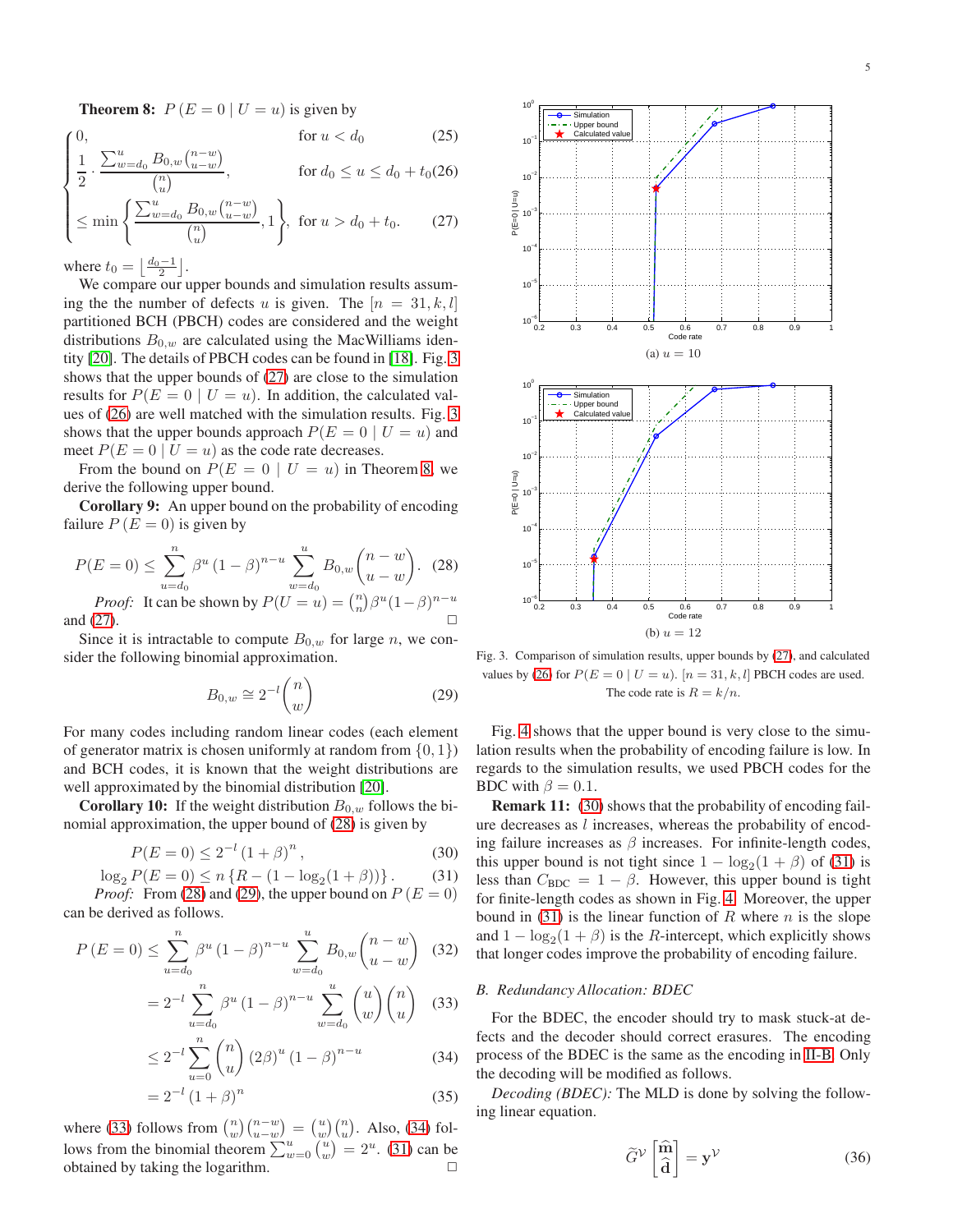**Theorem 8:** $P(E=0 \mid U=u)$ is given by

$$
\begin{cases}
0, & \text{for } u < d_0 & (25)\\
\frac{1}{2} \cdot \frac{\sum_{w=d_0}^{u} B_{0,w} \binom{n-w}{u-w}}{\binom{n}{u}}, & \text{for } d_0 \le u \le d_0 + t_0 & (26)\\
\le \min\left\{ \frac{\sum_{w=d_0}^{u} B_{0,w} \binom{n-w}{u-w}}{\binom{n}{u}}, 1 \right\}, & \text{for } u > d_0 + t_0. & (27)
\end{cases}
$$

where $t_0 = \left\lfloor \frac{d_0 - 1}{2} \right\rfloor$.

We compare our upper bounds and simulation results assuming the the number of defects $u$ is given. The $[n = 31, k, l]$ partitioned BCH (PBCH) codes are considered and the weight distributions $B_{0,w}$ are calculated using the MacWilliams identity [20]. The details of PBCH codes can be found in [18]. Fig. 3 shows that the upper bounds of (27) are close to the simulation results for $P(E = 0 \mid U = u)$. In addition, the calculated values of (26) are well matched with the simulation results. Fig. 3 shows that the upper bounds approach $P(E = 0 \mid U = u)$ and meet $P(E = 0 \mid U = u)$ as the code rate decreases.

From the bound on $P(E = 0 \mid U = u)$ in Theorem 8, we derive the following upper bound.

**Corollary 9:** An upper bound on the probability of encoding failure $P(E = 0)$ is given by

$$P(E=0) \le \sum_{u=d_0}^{n} \beta^u (1-\beta)^{n-u} \sum_{w=d_0}^{u} B_{0,w} \binom{n-w}{u-w}. \quad (28)$$

*Proof:* It can be shown by $P(U = u) = \binom{n}{n}\beta^u(1-\beta)^{n-u}$ and (27). □

Since it is intractable to compute $B_{0,w}$ for large $n$, we consider the following binomial approximation.

$$B_{0,w} \cong 2^{-l} \binom{n}{w} \quad (29)$$

For many codes including random linear codes (each element of generator matrix is chosen uniformly at random from $\{0, 1\}$) and BCH codes, it is known that the weight distributions are well approximated by the binomial distribution [20].

**Corollary 10:** If the weight distribution $B_{0,w}$ follows the binomial approximation, the upper bound of (28) is given by

$$P(E=0) \le 2^{-l}(1+\beta)^n, \quad (30)$$

$$\log_2 P(E=0) \le n\{R - (1 - \log_2(1+\beta))\}. \quad (31)$$

*Proof:* From (28) and (29), the upper bound on $P(E = 0)$ can be derived as follows.

$$
\begin{aligned}
P(E=0) &\le \sum_{u=d_0}^{n} \beta^u (1-\beta)^{n-u} \sum_{w=d_0}^{u} B_{0,w} \binom{n-w}{u-w} & (32)\\
&= 2^{-l} \sum_{u=d_0}^{n} \beta^u (1-\beta)^{n-u} \sum_{w=d_0}^{u} \binom{u}{w}\binom{n}{u} & (33)\\
&\le 2^{-l} \sum_{u=0}^{n} \binom{n}{u} (2\beta)^u (1-\beta)^{n-u} & (34)\\
&= 2^{-l}(1+\beta)^n & (35)
\end{aligned}
$$

where (33) follows from $\binom{n}{w}\binom{n-w}{u-w} = \binom{u}{w}\binom{n}{u}$. Also, (34) follows from the binomial theorem $\sum_{w=0}^{u}\binom{u}{w} = 2^u$. (31) can be obtained by taking the logarithm. □

(a) $u = 10$

(b) $u = 12$

Fig. 3. Comparison of simulation results, upper bounds by (27), and calculated values by (26) for $P(E = 0 \mid U = u)$. $[n = 31, k, l]$ PBCH codes are used. The code rate is $R = k/n$.

Fig. 4 shows that the upper bound is very close to the simulation results when the probability of encoding failure is low. In regards to the simulation results, we used PBCH codes for the BDC with $\beta = 0.1$.

**Remark 11:** (30) shows that the probability of encoding failure decreases as $l$ increases, whereas the probability of encoding failure increases as $\beta$ increases. For infinite-length codes, this upper bound is not tight since $1 - \log_2(1 + \beta)$ of (31) is less than $C_{\text{BDC}} = 1 - \beta$. However, this upper bound is tight for finite-length codes as shown in Fig. 4. Moreover, the upper bound in (31) is the linear function of $R$ where $n$ is the slope and $1 - \log_2(1 + \beta)$ is the $R$-intercept, which explicitly shows that longer codes improve the probability of encoding failure.

### B. Redundancy Allocation: BDEC

For the BDEC, the encoder should try to mask stuck-at defects and the decoder should correct erasures. The encoding process of the BDEC is the same as the encoding in II-B. Only the decoding will be modified as follows.

*Decoding (BDEC):* The MLD is done by solving the following linear equation.

$$\widetilde{G}^{\mathcal{V}} \begin{bmatrix} \widehat{\mathbf{m}} \\ \widehat{\mathbf{d}} \end{bmatrix} = \mathbf{y}^{\mathcal{V}} \quad (36)$$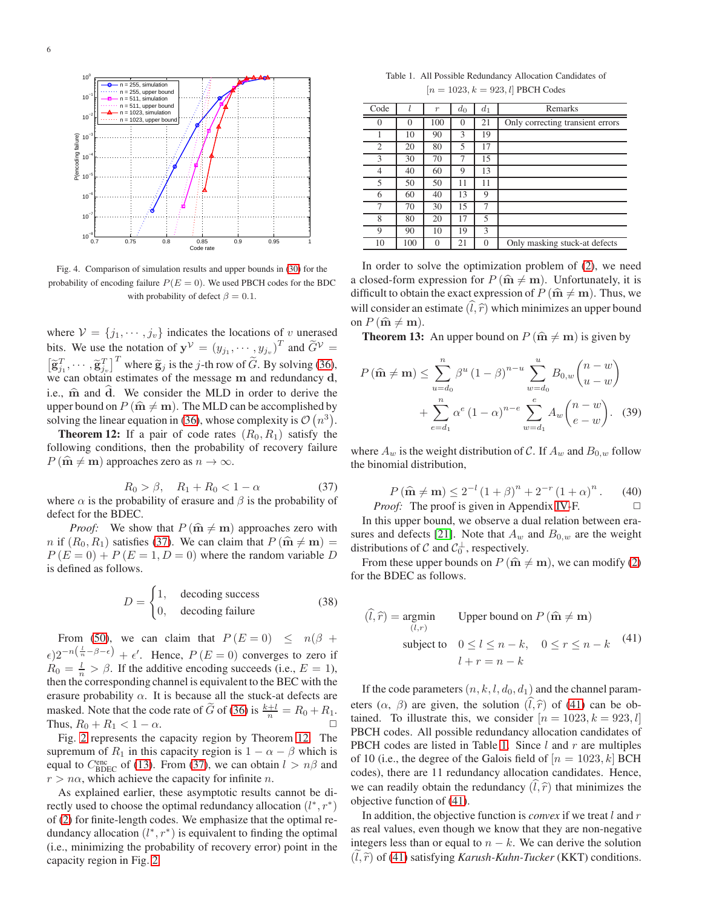Fig. 4. Comparison of simulation results and upper bounds in (30) for the probability of encoding failure $P(E=0)$. We used PBCH codes for the BDC with probability of defect $\beta = 0.1$.

where $\mathcal{V} = \{j_1, \cdots, j_v\}$ indicates the locations of $v$ unerased bits. We use the notation of $\mathbf{y}^{\mathcal{V}} = (y_{j_1}, \cdots, y_{j_v})^T$ and $\widetilde{G}^{\mathcal{V}} = \left[\widetilde{\mathbf{g}}_{j_1}^T, \cdots, \widetilde{\mathbf{g}}_{j_v}^T\right]^T$ where $\widetilde{\mathbf{g}}_j$ is the $j$-th row of $\widetilde{G}$. By solving (36), we can obtain estimates of the message $\mathbf{m}$ and redundancy $\mathbf{d}$, i.e., $\widehat{\mathbf{m}}$ and $\widehat{\mathbf{d}}$. We consider the MLD in order to derive the upper bound on $P(\widehat{\mathbf{m}} \neq \mathbf{m})$. The MLD can be accomplished by solving the linear equation in (36), whose complexity is $\mathcal{O}(n^3)$.

**Theorem 12:** If a pair of code rates $(R_0, R_1)$ satisfy the following conditions, then the probability of recovery failure $P(\widehat{\mathbf{m}} \neq \mathbf{m})$ approaches zero as $n \to \infty$.

$$R_0 > \beta, \quad R_1 + R_0 < 1 - \alpha \tag{37}$$

where $\alpha$ is the probability of erasure and $\beta$ is the probability of defect for the BDEC.

*Proof:* We show that $P(\widehat{\mathbf{m}} \neq \mathbf{m})$ approaches zero with $n$ if $(R_0, R_1)$ satisfies (37). We can claim that $P(\widehat{\mathbf{m}} \neq \mathbf{m}) = P(E=0) + P(E=1, D=0)$ where the random variable $D$ is defined as follows.

$$D = \begin{cases} 1, & \text{decoding success} \\ 0, & \text{decoding failure} \end{cases} \tag{38}$$

From (50), we can claim that $P(E=0) \leq n(\beta + \epsilon)2^{-n\left(\frac{l}{n} - \beta - \epsilon\right)} + \epsilon'$. Hence, $P(E=0)$ converges to zero if $R_0 = \frac{l}{n} > \beta$. If the additive encoding succeeds (i.e., $E=1$), then the corresponding channel is equivalent to the BEC with the erasure probability $\alpha$. It is because all the stuck-at defects are masked. Note that the code rate of $\widetilde{G}$ of (36) is $\frac{k+l}{n} = R_0 + R_1$. Thus, $R_0 + R_1 < 1 - \alpha$. □

Fig. 2 represents the capacity region by Theorem 12. The supremum of $R_1$ in this capacity region is $1 - \alpha - \beta$ which is equal to $C_{\text{BDEC}}^{\text{enc}}$ of (13). From (37), we can obtain $l > n\beta$ and $r > n\alpha$, which achieve the capacity for infinite $n$.

As explained earlier, these asymptotic results cannot be directly used to choose the optimal redundancy allocation $(l^*, r^*)$ of (2) for finite-length codes. We emphasize that the optimal redundancy allocation $(l^*, r^*)$ is equivalent to finding the optimal (i.e., minimizing the probability of recovery error) point in the capacity region in Fig. 2.

Table 1. All Possible Redundancy Allocation Candidates of $[n = 1023, k = 923, l]$ PBCH Codes

| Code | $l$ | $r$ | $d_0$ | $d_1$ | Remarks |
|---|---|---|---|---|---|
| 0 | 0 | 100 | 0 | 21 | Only correcting transient errors |
| 1 | 10 | 90 | 3 | 19 | |
| 2 | 20 | 80 | 5 | 17 | |
| 3 | 30 | 70 | 7 | 15 | |
| 4 | 40 | 60 | 9 | 13 | |
| 5 | 50 | 50 | 11 | 11 | |
| 6 | 60 | 40 | 13 | 9 | |
| 7 | 70 | 30 | 15 | 7 | |
| 8 | 80 | 20 | 17 | 5 | |
| 9 | 90 | 10 | 19 | 3 | |
| 10 | 100 | 0 | 21 | 0 | Only masking stuck-at defects |

In order to solve the optimization problem of (2), we need a closed-form expression for $P(\widehat{\mathbf{m}} \neq \mathbf{m})$. Unfortunately, it is difficult to obtain the exact expression of $P(\widehat{\mathbf{m}} \neq \mathbf{m})$. Thus, we will consider an estimate $(\widehat{l}, \widehat{r})$ which minimizes an upper bound on $P(\widehat{\mathbf{m}} \neq \mathbf{m})$.

**Theorem 13:** An upper bound on $P(\widehat{\mathbf{m}} \neq \mathbf{m})$ is given by

$$P(\widehat{\mathbf{m}} \neq \mathbf{m}) \leq \sum_{u=d_0}^{n} \beta^u (1-\beta)^{n-u} \sum_{w=d_0}^{u} B_{0,w} \binom{n-w}{u-w} + \sum_{e=d_1}^{n} \alpha^e (1-\alpha)^{n-e} \sum_{w=d_1}^{e} A_w \binom{n-w}{e-w}. \tag{39}$$

where $A_w$ is the weight distribution of $\mathcal{C}$. If $A_w$ and $B_{0,w}$ follow the binomial distribution,

$$P(\widehat{\mathbf{m}} \neq \mathbf{m}) \leq 2^{-l}(1+\beta)^n + 2^{-r}(1+\alpha)^n. \tag{40}$$

*Proof:* The proof is given in Appendix IV-F. □

In this upper bound, we observe a dual relation between erasures and defects [21]. Note that $A_w$ and $B_{0,w}$ are the weight distributions of $\mathcal{C}$ and $\mathcal{C}_0^{\perp}$, respectively.

From these upper bounds on $P(\widehat{\mathbf{m}} \neq \mathbf{m})$, we can modify (2) for the BDEC as follows.

$$\begin{aligned} (\widehat{l}, \widehat{r}) = \underset{(l,r)}{\operatorname{argmin}} \quad & \text{Upper bound on } P(\widehat{\mathbf{m}} \neq \mathbf{m}) \\ \text{subject to} \quad & 0 \leq l \leq n-k, \quad 0 \leq r \leq n-k \\ & l + r = n - k \end{aligned} \tag{41}$$

If the code parameters $(n, k, l, d_0, d_1)$ and the channel parameters $(\alpha, \beta)$ are given, the solution $(\widehat{l}, \widehat{r})$ of (41) can be obtained. To illustrate this, we consider $[n = 1023, k = 923, l]$ PBCH codes. All possible redundancy allocation candidates of PBCH codes are listed in Table 1. Since $l$ and $r$ are multiples of 10 (i.e., the degree of the Galois field of $[n = 1023, k]$ BCH codes), there are 11 redundancy allocation candidates. Hence, we can readily obtain the redundancy $(\widehat{l}, \widehat{r})$ that minimizes the objective function of (41).

In addition, the objective function is *convex* if we treat $l$ and $r$ as real values, even though we know that they are non-negative integers less than or equal to $n-k$. We can derive the solution $(\widetilde{l}, \widetilde{r})$ of (41) satisfying *Karush-Kuhn-Tucker* (KKT) conditions.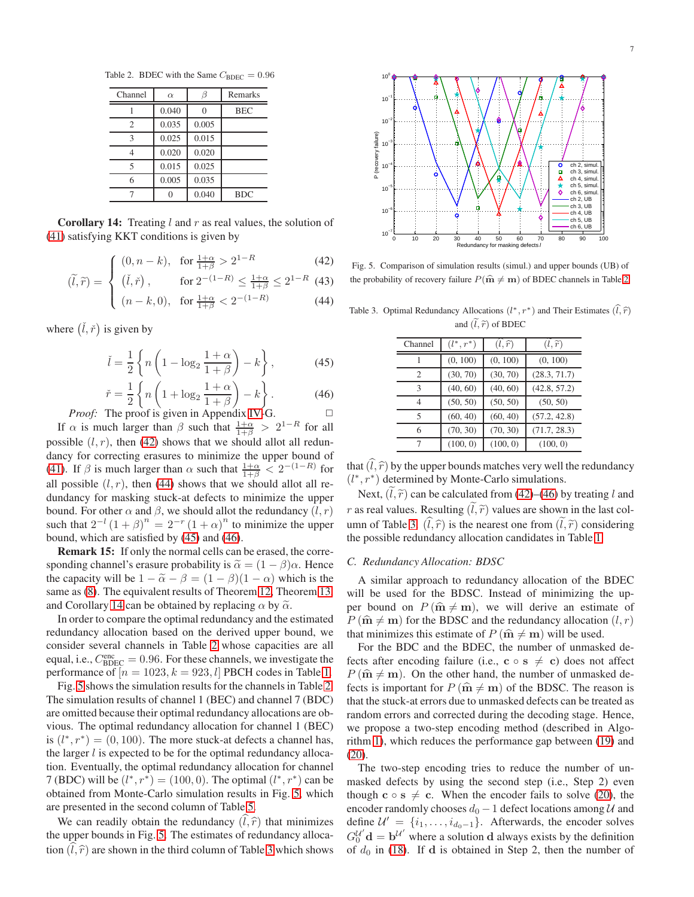Table 2. BDEC with the Same $C_{\text{BDEC}} = 0.96$

| Channel | $\alpha$ | $\beta$ | Remarks |
|---|---|---|---|
| 1 | 0.040 | 0 | BEC |
| 2 | 0.035 | 0.005 | |
| 3 | 0.025 | 0.015 | |
| 4 | 0.020 | 0.020 | |
| 5 | 0.015 | 0.025 | |
| 6 | 0.005 | 0.035 | |
| 7 | 0 | 0.040 | BDC |

**Corollary 14:** Treating $l$ and $r$ as real values, the solution of (41) satisfying KKT conditions is given by

$$
(\widetilde{l}, \widetilde{r}) = \begin{cases} (0, n-k), & \text{for } \frac{1+\alpha}{1+\beta} > 2^{1-R} \quad (42) \\ (\check{l}, \check{r}), & \text{for } 2^{-(1-R)} \leq \frac{1+\alpha}{1+\beta} \leq 2^{1-R} \quad (43) \\ (n-k, 0), & \text{for } \frac{1+\alpha}{1+\beta} < 2^{-(1-R)} \quad (44) \end{cases}
$$

where $(\check{l}, \check{r})$ is given by

$$
\check{l} = \frac{1}{2}\left\{ n\left(1 - \log_2 \frac{1+\alpha}{1+\beta}\right) - k \right\}, \tag{45}
$$

$$
\check{r} = \frac{1}{2}\left\{ n\left(1 + \log_2 \frac{1+\alpha}{1+\beta}\right) - k \right\}. \tag{46}
$$

*Proof:* The proof is given in Appendix IV-G. □

If $\alpha$ is much larger than $\beta$ such that $\frac{1+\alpha}{1+\beta} > 2^{1-R}$ for all possible $(l, r)$, then (42) shows that we should allot all redundancy for correcting erasures to minimize the upper bound of (41). If $\beta$ is much larger than $\alpha$ such that $\frac{1+\alpha}{1+\beta} < 2^{-(1-R)}$ for all possible $(l, r)$, then (44) shows that we should allot all redundancy for masking stuck-at defects to minimize the upper bound. For other $\alpha$ and $\beta$, we should allot the redundancy $(l, r)$ such that $2^{-l}(1+\beta)^n = 2^{-r}(1+\alpha)^n$ to minimize the upper bound, which are satisfied by (45) and (46).

**Remark 15:** If only the normal cells can be erased, the corresponding channel's erasure probability is $\widetilde{\alpha} = (1-\beta)\alpha$. Hence the capacity will be $1 - \widetilde{\alpha} - \beta = (1-\beta)(1-\alpha)$ which is the same as (8). The equivalent results of Theorem 12, Theorem 13 and Corollary 14 can be obtained by replacing $\alpha$ by $\widetilde{\alpha}$.

In order to compare the optimal redundancy and the estimated redundancy allocation based on the derived upper bound, we consider several channels in Table 2 whose capacities are all equal, i.e., $C_{\text{BDEC}}^{\text{enc}} = 0.96$. For these channels, we investigate the performance of $[n = 1023, k = 923, l]$ PBCH codes in Table 1.

Fig. 5 shows the simulation results for the channels in Table 2. The simulation results of channel 1 (BEC) and channel 7 (BDC) are omitted because their optimal redundancy allocations are obvious. The optimal redundancy allocation for channel 1 (BEC) is $(l^*, r^*) = (0, 100)$. The more stuck-at defects a channel has, the larger $l$ is expected to be for the optimal redundancy allocation. Eventually, the optimal redundancy allocation for channel 7 (BDC) will be $(l^*, r^*) = (100, 0)$. The optimal $(l^*, r^*)$ can be obtained from Monte-Carlo simulation results in Fig. 5, which are presented in the second column of Table 5.

We can readily obtain the redundancy $(\widehat{l}, \widehat{r})$ that minimizes the upper bounds in Fig. 5. The estimates of redundancy allocation $(\widehat{l}, \widehat{r})$ are shown in the third column of Table 3 which shows that $(\widehat{l}, \widehat{r})$ by the upper bounds matches very well the redundancy $(l^*, r^*)$ determined by Monte-Carlo simulations.

Fig. 5. Comparison of simulation results (simul.) and upper bounds (UB) of the probability of recovery failure $P(\widehat{\mathbf{m}} \neq \mathbf{m})$ of BDEC channels in Table 2.

Table 3. Optimal Redundancy Allocations $(l^*, r^*)$ and Their Estimates $(\widehat{l}, \widehat{r})$ and $(\widetilde{l}, \widetilde{r})$ of BDEC

| Channel | $(l^*, r^*)$ | $(\widehat{l}, \widehat{r})$ | $(\widetilde{l}, \widetilde{r})$ |
|---|---|---|---|
| 1 | (0, 100) | (0, 100) | (0, 100) |
| 2 | (30, 70) | (30, 70) | (28.3, 71.7) |
| 3 | (40, 60) | (40, 60) | (42.8, 57.2) |
| 4 | (50, 50) | (50, 50) | (50, 50) |
| 5 | (60, 40) | (60, 40) | (57.2, 42.8) |
| 6 | (70, 30) | (70, 30) | (71.7, 28.3) |
| 7 | (100, 0) | (100, 0) | (100, 0) |

Next, $(\widetilde{l}, \widetilde{r})$ can be calculated from (42)–(46) by treating $l$ and $r$ as real values. Resulting $(\widetilde{l}, \widetilde{r})$ values are shown in the last column of Table 3. $(\widehat{l}, \widehat{r})$ is the nearest one from $(\widetilde{l}, \widetilde{r})$ considering the possible redundancy allocation candidates in Table 1.

### C. Redundancy Allocation: BDSC

A similar approach to redundancy allocation of the BDEC will be used for the BDSC. Instead of minimizing the upper bound on $P(\widehat{\mathbf{m}} \neq \mathbf{m})$, we will derive an estimate of $P(\widehat{\mathbf{m}} \neq \mathbf{m})$ for the BDSC and the redundancy allocation $(l, r)$ that minimizes this estimate of $P(\widehat{\mathbf{m}} \neq \mathbf{m})$ will be used.

For the BDC and the BDEC, the number of unmasked defects after encoding failure (i.e., $\mathbf{c} \circ \mathbf{s} \neq \mathbf{c}$) does not affect $P(\widehat{\mathbf{m}} \neq \mathbf{m})$. On the other hand, the number of unmasked defects is important for $P(\widehat{\mathbf{m}} \neq \mathbf{m})$ of the BDSC. The reason is that the stuck-at errors due to unmasked defects can be treated as random errors and corrected during the decoding stage. Hence, we propose a two-step encoding method (described in Algorithm 1), which reduces the performance gap between (19) and (20).

The two-step encoding tries to reduce the number of unmasked defects by using the second step (i.e., Step 2) even though $\mathbf{c} \circ \mathbf{s} \neq \mathbf{c}$. When the encoder fails to solve (20), the encoder randomly chooses $d_0 - 1$ defect locations among $\mathcal{U}$ and define $\mathcal{U}' = \{i_1, \ldots, i_{d_0-1}\}$. Afterwards, the encoder solves $G_0^{\mathcal{U}'}\mathbf{d} = \mathbf{b}^{\mathcal{U}'}$ where a solution $\mathbf{d}$ always exists by the definition of $d_0$ in (18). If $\mathbf{d}$ is obtained in Step 2, then the number of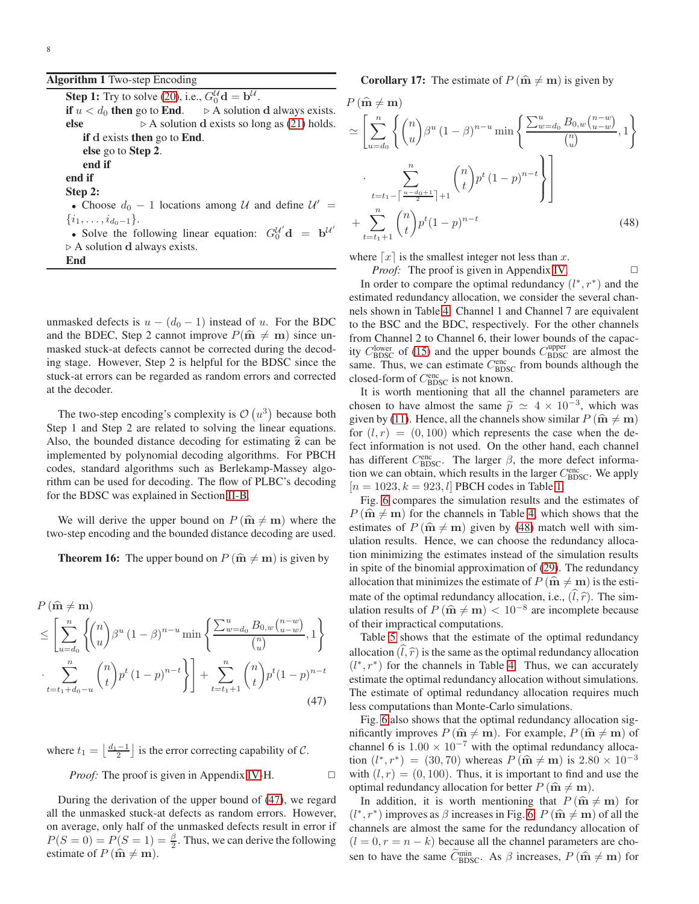**Algorithm 1** Two-step Encoding

---

**Step 1:** Try to solve (20), i.e., $G_0^{\mathcal{U}} \mathbf{d} = \mathbf{b}^{\mathcal{U}}$.
**if** $u < d_0$ **then** go to **End**. ▷ A solution $\mathbf{d}$ always exists.
**else** ▷ A solution $\mathbf{d}$ exists so long as (21) holds.
  **if** $\mathbf{d}$ exists **then** go to **End**.
  **else** go to **Step 2**.
  **end if**
**end if**
**Step 2:**
- Choose $d_0 - 1$ locations among $\mathcal{U}$ and define $\mathcal{U}' = \{i_1, \ldots, i_{d_0-1}\}$.
- Solve the following linear equation: $G_0^{\mathcal{U}'} \mathbf{d} = \mathbf{b}^{\mathcal{U}'}$ ▷ A solution $\mathbf{d}$ always exists.

**End**

---

unmasked defects is $u - (d_0 - 1)$ instead of $u$. For the BDC and the BDEC, Step 2 cannot improve $P(\widehat{\mathbf{m}} \neq \mathbf{m})$ since unmasked stuck-at defects cannot be corrected during the decoding stage. However, Step 2 is helpful for the BDSC since the stuck-at errors can be regarded as random errors and corrected at the decoder.

The two-step encoding's complexity is $\mathcal{O}(u^3)$ because both Step 1 and Step 2 are related to solving the linear equations. Also, the bounded distance decoding for estimating $\widehat{\mathbf{z}}$ can be implemented by polynomial decoding algorithms. For PBCH codes, standard algorithms such as Berlekamp-Massey algorithm can be used for decoding. The flow of PLBC's decoding for the BDSC was explained in Section II-B.

We will derive the upper bound on $P(\widehat{\mathbf{m}} \neq \mathbf{m})$ where the two-step encoding and the bounded distance decoding are used.

**Theorem 16:** The upper bound on $P(\widehat{\mathbf{m}} \neq \mathbf{m})$ is given by

$$
\begin{aligned}
&P(\widehat{\mathbf{m}} \neq \mathbf{m}) \\
&\leq \left[ \sum_{u=d_0}^{n} \left\{ \binom{n}{u} \beta^u (1-\beta)^{n-u} \min\left\{ \frac{\sum_{w=d_0}^{u} B_{0,w} \binom{n-w}{u-w}}{\binom{n}{u}}, 1 \right\} \right.\right. \\
&\quad \left.\left. \cdot \sum_{t=t_1+d_0-u}^{n} \binom{n}{t} p^t (1-p)^{n-t} \right\} \right] + \sum_{t=t_1+1}^{n} \binom{n}{t} p^t (1-p)^{n-t}
\end{aligned} \tag{47}
$$

where $t_1 = \left\lfloor \frac{d_1 - 1}{2} \right\rfloor$ is the error correcting capability of $\mathcal{C}$.

*Proof:* The proof is given in Appendix IV-H. □

During the derivation of the upper bound of (47), we regard all the unmasked stuck-at defects as random errors. However, on average, only half of the unmasked defects result in error if $P(S=0) = P(S=1) = \frac{\beta}{2}$. Thus, we can derive the following estimate of $P(\widehat{\mathbf{m}} \neq \mathbf{m})$.

**Corollary 17:** The estimate of $P(\widehat{\mathbf{m}} \neq \mathbf{m})$ is given by

$$
\begin{aligned}
&P(\widehat{\mathbf{m}} \neq \mathbf{m}) \\
&\simeq \left[ \sum_{u=d_0}^{n} \left\{ \binom{n}{u} \beta^u (1-\beta)^{n-u} \min\left\{ \frac{\sum_{w=d_0}^{u} B_{0,w} \binom{n-w}{u-w}}{\binom{n}{u}}, 1 \right\} \right.\right. \\
&\quad \left.\left. \cdot \sum_{t=t_1 - \left\lceil \frac{u-d_0+1}{2} \right\rceil + 1}^{n} \binom{n}{t} p^t (1-p)^{n-t} \right\} \right] \\
&\quad + \sum_{t=t_1+1}^{n} \binom{n}{t} p^t (1-p)^{n-t}
\end{aligned} \tag{48}
$$

where $\lceil x \rceil$ is the smallest integer not less than $x$.

*Proof:* The proof is given in Appendix IV. □

In order to compare the optimal redundancy $(l^*, r^*)$ and the estimated redundancy allocation, we consider the several channels shown in Table 4. Channel 1 and Channel 7 are equivalent to the BSC and the BDC, respectively. For the other channels from Channel 2 to Channel 6, their lower bounds of the capacity $C_{\text{BDSC}}^{\text{lower}}$ of (15) and the upper bounds $C_{\text{BDSC}}^{\text{upper}}$ are almost the same. Thus, we can estimate $C_{\text{BDSC}}^{\text{enc}}$ from bounds although the closed-form of $C_{\text{BDSC}}^{\text{enc}}$ is not known.

It is worth mentioning that all the channel parameters are chosen to have almost the same $\widetilde{p} \simeq 4 \times 10^{-3}$, which was given by (11). Hence, all the channels show similar $P(\widehat{\mathbf{m}} \neq \mathbf{m})$ for $(l, r) = (0, 100)$ which represents the case when the defect information is not used. On the other hand, each channel has different $C_{\text{BDSC}}^{\text{enc}}$. The larger $\beta$, the more defect information we can obtain, which results in the larger $C_{\text{BDSC}}^{\text{enc}}$. We apply $[n = 1023, k = 923, l]$ PBCH codes in Table 1.

Fig. 6 compares the simulation results and the estimates of $P(\widehat{\mathbf{m}} \neq \mathbf{m})$ for the channels in Table 4, which shows that the estimates of $P(\widehat{\mathbf{m}} \neq \mathbf{m})$ given by (48) match well with simulation results. Hence, we can choose the redundancy allocation minimizing the estimates instead of the simulation results in spite of the binomial approximation of (29). The redundancy allocation that minimizes the estimate of $P(\widehat{\mathbf{m}} \neq \mathbf{m})$ is the estimate of the optimal redundancy allocation, i.e., $(\widehat{l}, \widehat{r})$. The simulation results of $P(\widehat{\mathbf{m}} \neq \mathbf{m}) < 10^{-8}$ are incomplete because of their impractical computations.

Table 5 shows that the estimate of the optimal redundancy allocation $(\widehat{l}, \widehat{r})$ is the same as the optimal redundancy allocation $(l^*, r^*)$ for the channels in Table 4. Thus, we can accurately estimate the optimal redundancy allocation without simulations. The estimate of optimal redundancy allocation requires much less computations than Monte-Carlo simulations.

Fig. 6 also shows that the optimal redundancy allocation significantly improves $P(\widehat{\mathbf{m}} \neq \mathbf{m})$. For example, $P(\widehat{\mathbf{m}} \neq \mathbf{m})$ of channel 6 is $1.00 \times 10^{-7}$ with the optimal redundancy allocation $(l^*, r^*) = (30, 70)$ whereas $P(\widehat{\mathbf{m}} \neq \mathbf{m})$ is $2.80 \times 10^{-3}$ with $(l, r) = (0, 100)$. Thus, it is important to find and use the optimal redundancy allocation for better $P(\widehat{\mathbf{m}} \neq \mathbf{m})$.

In addition, it is worth mentioning that $P(\widehat{\mathbf{m}} \neq \mathbf{m})$ for $(l^*, r^*)$ improves as $\beta$ increases in Fig. 6. $P(\widehat{\mathbf{m}} \neq \mathbf{m})$ of all the channels are almost the same for the redundancy allocation of $(l = 0, r = n - k)$ because all the channel parameters are chosen to have the same $\widetilde{C}_{\text{BDSC}}^{\text{min}}$. As $\beta$ increases, $P(\widehat{\mathbf{m}} \neq \mathbf{m})$ for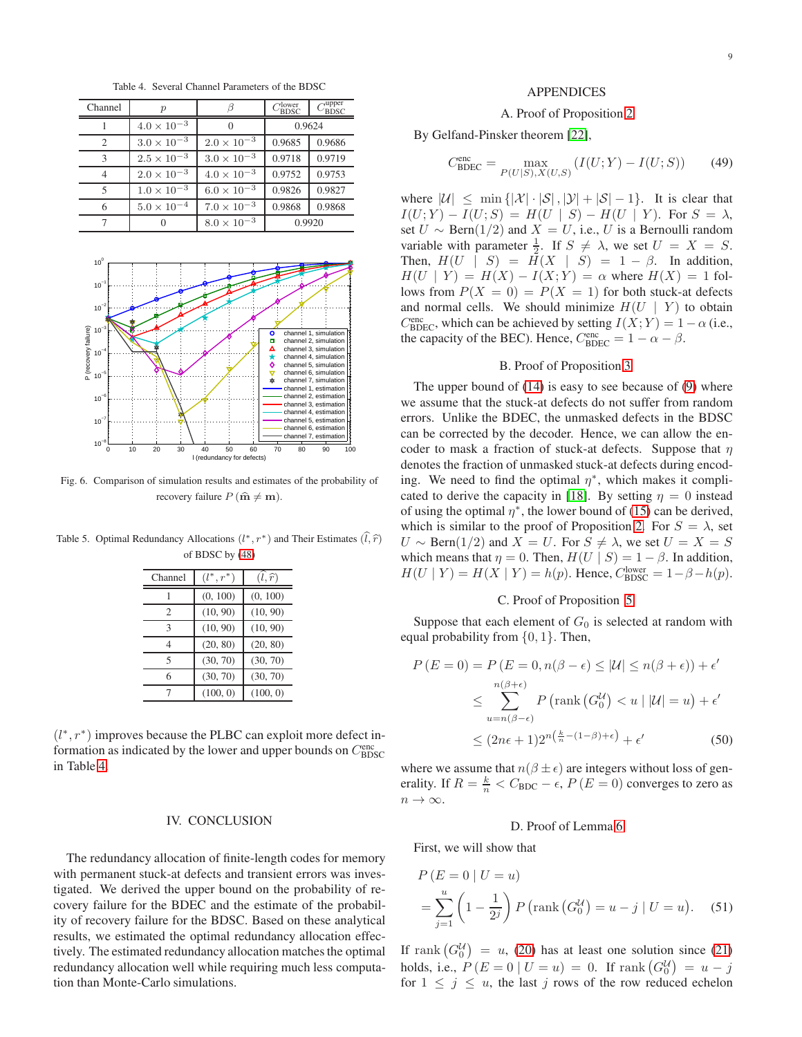Table 4. Several Channel Parameters of the BDSC

| Channel | $p$ | $\beta$ | $C_{\text{BDSC}}^{\text{lower}}$ | $C_{\text{BDSC}}^{\text{upper}}$ |
|---|---|---|---|---|
| 1 | $4.0 \times 10^{-3}$ | 0 | 0.9624 | |
| 2 | $3.0 \times 10^{-3}$ | $2.0 \times 10^{-3}$ | 0.9685 | 0.9686 |
| 3 | $2.5 \times 10^{-3}$ | $3.0 \times 10^{-3}$ | 0.9718 | 0.9719 |
| 4 | $2.0 \times 10^{-3}$ | $4.0 \times 10^{-3}$ | 0.9752 | 0.9753 |
| 5 | $1.0 \times 10^{-3}$ | $6.0 \times 10^{-3}$ | 0.9826 | 0.9827 |
| 6 | $5.0 \times 10^{-4}$ | $7.0 \times 10^{-3}$ | 0.9868 | 0.9868 |
| 7 | 0 | $8.0 \times 10^{-3}$ | 0.9920 | |

Fig. 6. Comparison of simulation results and estimates of the probability of recovery failure $P(\widehat{\mathbf{m}} \neq \mathbf{m})$.

Table 5. Optimal Redundancy Allocations $(l^*, r^*)$ and Their Estimates $(\widehat{l}, \widehat{r})$ of BDSC by (48)

| Channel | $(l^*, r^*)$ | $(\widehat{l}, \widehat{r})$ |
|---|---|---|
| 1 | (0, 100) | (0, 100) |
| 2 | (10, 90) | (10, 90) |
| 3 | (10, 90) | (10, 90) |
| 4 | (20, 80) | (20, 80) |
| 5 | (30, 70) | (30, 70) |
| 6 | (30, 70) | (30, 70) |
| 7 | (100, 0) | (100, 0) |

$(l^*, r^*)$ improves because the PLBC can exploit more defect information as indicated by the lower and upper bounds on $C_{\text{BDSC}}^{\text{enc}}$ in Table 4.

## IV. CONCLUSION

The redundancy allocation of finite-length codes for memory with permanent stuck-at defects and transient errors was investigated. We derived the upper bound on the probability of recovery failure for the BDEC and the estimate of the probability of recovery failure for the BDSC. Based on these analytical results, we estimated the optimal redundancy allocation effectively. The estimated redundancy allocation matches the optimal redundancy allocation well while requiring much less computation than Monte-Carlo simulations.

## APPENDICES

### A. Proof of Proposition 2

By Gelfand-Pinsker theorem [22],

$$C_{\text{BDEC}}^{\text{enc}} = \max_{P(U|S),X(U,S)} \left(I(U;Y) - I(U;S)\right) \tag{49}$$

where $|\mathcal{U}| \leq \min\{|\mathcal{X}| \cdot |\mathcal{S}|, |\mathcal{Y}| + |\mathcal{S}| - 1\}$. It is clear that $I(U;Y) - I(U;S) = H(U \mid S) - H(U \mid Y)$. For $S = \lambda$, set $U \sim$ Bern(1/2) and $X = U$, i.e., $U$ is a Bernoulli random variable with parameter $\frac{1}{2}$. If $S \neq \lambda$, we set $U = X = S$. Then, $H(U \mid S) = H(X \mid S) = 1 - \beta$. In addition, $H(U \mid Y) = H(X) - I(X;Y) = \alpha$ where $H(X) = 1$ follows from $P(X = 0) = P(X = 1)$ for both stuck-at defects and normal cells. We should minimize $H(U \mid Y)$ to obtain $C_{\text{BDEC}}^{\text{enc}}$, which can be achieved by setting $I(X;Y) = 1 - \alpha$ (i.e., the capacity of the BEC). Hence, $C_{\text{BDEC}}^{\text{enc}} = 1 - \alpha - \beta$.

### B. Proof of Proposition 3

The upper bound of (14) is easy to see because of (9) where we assume that the stuck-at defects do not suffer from random errors. Unlike the BDEC, the unmasked defects in the BDSC can be corrected by the decoder. Hence, we can allow the encoder to mask a fraction of stuck-at defects. Suppose that $\eta$ denotes the fraction of unmasked stuck-at defects during encoding. We need to find the optimal $\eta^*$, which makes it complicated to derive the capacity in [18]. By setting $\eta = 0$ instead of using the optimal $\eta^*$, the lower bound of (15) can be derived, which is similar to the proof of Proposition 2. For $S = \lambda$, set $U \sim$ Bern(1/2) and $X = U$. For $S \neq \lambda$, we set $U = X = S$ which means that $\eta = 0$. Then, $H(U \mid S) = 1 - \beta$. In addition, $H(U \mid Y) = H(X \mid Y) = h(p)$. Hence, $C_{\text{BDSC}}^{\text{lower}} = 1 - \beta - h(p)$.

### C. Proof of Proposition 5

Suppose that each element of $G_0$ is selected at random with equal probability from $\{0, 1\}$. Then,

$$\begin{aligned}
P(E = 0) &= P\left(E = 0, n(\beta - \epsilon) \leq |\mathcal{U}| \leq n(\beta + \epsilon)\right) + \epsilon' \\
&\leq \sum_{u=n(\beta-\epsilon)}^{n(\beta+\epsilon)} P\left(\text{rank}\left(G_0^{\mathcal{U}}\right) < u \mid |\mathcal{U}| = u\right) + \epsilon' \\
&\leq (2n\epsilon + 1) 2^{n\left(\frac{k}{n} - (1-\beta) + \epsilon\right)} + \epsilon'
\end{aligned} \tag{50}$$

where we assume that $n(\beta \pm \epsilon)$ are integers without loss of generality. If $R = \frac{k}{n} < C_{\text{BDC}} - \epsilon$, $P(E = 0)$ converges to zero as $n \to \infty$.

### D. Proof of Lemma 6

First, we will show that

$$P(E = 0 \mid U = u) = \sum_{j=1}^{u} \left(1 - \frac{1}{2^j}\right) P\left(\text{rank}\left(G_0^{\mathcal{U}}\right) = u - j \mid U = u\right). \tag{51}$$

If $\text{rank}\left(G_0^{\mathcal{U}}\right) = u$, (20) has at least one solution since (21) holds, i.e., $P(E = 0 \mid U = u) = 0$. If $\text{rank}\left(G_0^{\mathcal{U}}\right) = u - j$ for $1 \leq j \leq u$, the last $j$ rows of the row reduced echelon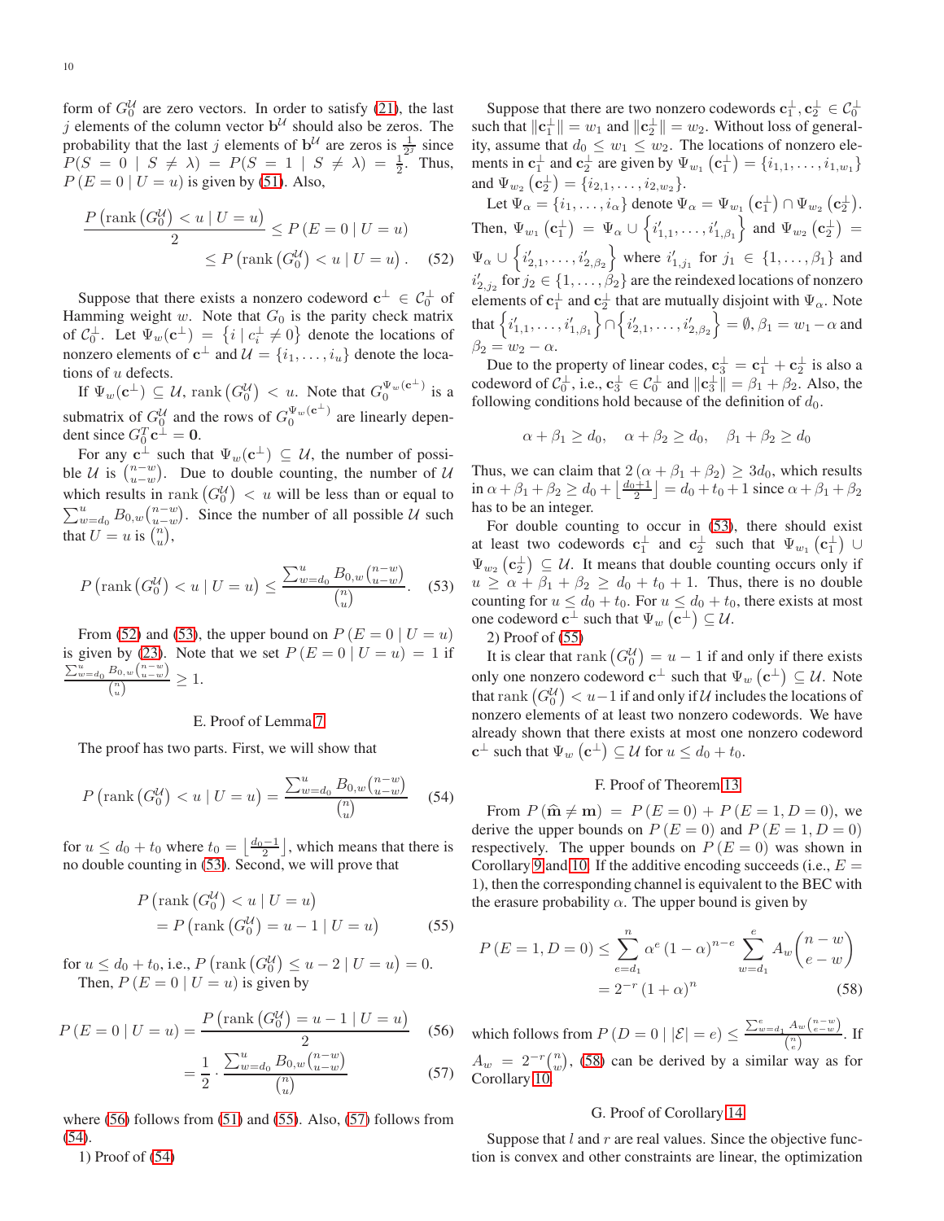form of $G_0^{\mathcal{U}}$ are zero vectors. In order to satisfy (21), the last $j$ elements of the column vector $\mathbf{b}^{\mathcal{U}}$ should also be zeros. The probability that the last $j$ elements of $\mathbf{b}^{\mathcal{U}}$ are zeros is $\frac{1}{2^j}$ since $P(S=0 \mid S \neq \lambda) = P(S=1 \mid S \neq \lambda) = \frac{1}{2}$. Thus, $P(E=0 \mid U=u)$ is given by (51). Also,

$$\frac{P\left(\operatorname{rank}\left(G_0^{\mathcal{U}}\right) < u \mid U=u\right)}{2} \leq P(E=0 \mid U=u) \leq P\left(\operatorname{rank}\left(G_0^{\mathcal{U}}\right) < u \mid U=u\right). \quad (52)$$

Suppose that there exists a nonzero codeword $\mathbf{c}^{\perp} \in \mathcal{C}_0^{\perp}$ of Hamming weight $w$. Note that $G_0$ is the parity check matrix of $\mathcal{C}_0^{\perp}$. Let $\Psi_w(\mathbf{c}^{\perp}) = \{i \mid c_i^{\perp} \neq 0\}$ denote the locations of nonzero elements of $\mathbf{c}^{\perp}$ and $\mathcal{U} = \{i_1, \ldots, i_u\}$ denote the locations of $u$ defects.

If $\Psi_w(\mathbf{c}^{\perp}) \subseteq \mathcal{U}$, $\operatorname{rank}\left(G_0^{\mathcal{U}}\right) < u$. Note that $G_0^{\Psi_w(\mathbf{c}^{\perp})}$ is a submatrix of $G_0^{\mathcal{U}}$ and the rows of $G_0^{\Psi_w(\mathbf{c}^{\perp})}$ are linearly dependent since $G_0^T \mathbf{c}^{\perp} = \mathbf{0}$.

For any $\mathbf{c}^{\perp}$ such that $\Psi_w(\mathbf{c}^{\perp}) \subseteq \mathcal{U}$, the number of possible $\mathcal{U}$ is $\binom{n-w}{u-w}$. Due to double counting, the number of $\mathcal{U}$ which results in $\operatorname{rank}\left(G_0^{\mathcal{U}}\right) < u$ will be less than or equal to $\sum_{w=d_0}^{u} B_{0,w}\binom{n-w}{u-w}$. Since the number of all possible $\mathcal{U}$ such that $U=u$ is $\binom{n}{u}$,

$$P\left(\operatorname{rank}\left(G_0^{\mathcal{U}}\right) < u \mid U=u\right) \leq \frac{\sum_{w=d_0}^{u} B_{0,w}\binom{n-w}{u-w}}{\binom{n}{u}}. \quad (53)$$

From (52) and (53), the upper bound on $P(E=0 \mid U=u)$ is given by (23). Note that we set $P(E=0 \mid U=u) = 1$ if $\frac{\sum_{w=d_0}^{u} B_{0,w}\binom{n-w}{u-w}}{\binom{n}{u}} \geq 1$.

### E. Proof of Lemma 7

The proof has two parts. First, we will show that

$$P\left(\operatorname{rank}\left(G_0^{\mathcal{U}}\right) < u \mid U=u\right) = \frac{\sum_{w=d_0}^{u} B_{0,w}\binom{n-w}{u-w}}{\binom{n}{u}} \quad (54)$$

for $u \leq d_0 + t_0$ where $t_0 = \left\lfloor \frac{d_0-1}{2} \right\rfloor$, which means that there is no double counting in (53). Second, we will prove that

$$P\left(\operatorname{rank}\left(G_0^{\mathcal{U}}\right) < u \mid U=u\right) = P\left(\operatorname{rank}\left(G_0^{\mathcal{U}}\right) = u-1 \mid U=u\right) \quad (55)$$

for $u \leq d_0 + t_0$, i.e., $P\left(\operatorname{rank}\left(G_0^{\mathcal{U}}\right) \leq u-2 \mid U=u\right) = 0$.

Then, $P(E=0 \mid U=u)$ is given by

$$P(E=0 \mid U=u) = \frac{P\left(\operatorname{rank}\left(G_0^{\mathcal{U}}\right) = u-1 \mid U=u\right)}{2} \quad (56)$$

$$= \frac{1}{2} \cdot \frac{\sum_{w=d_0}^{u} B_{0,w}\binom{n-w}{u-w}}{\binom{n}{u}} \quad (57)$$

where (56) follows from (51) and (55). Also, (57) follows from (54).

1) Proof of (54)

Suppose that there are two nonzero codewords $\mathbf{c}_1^{\perp}, \mathbf{c}_2^{\perp} \in \mathcal{C}_0^{\perp}$ such that $\|\mathbf{c}_1^{\perp}\| = w_1$ and $\|\mathbf{c}_2^{\perp}\| = w_2$. Without loss of generality, assume that $d_0 \leq w_1 \leq w_2$. The locations of nonzero elements in $\mathbf{c}_1^{\perp}$ and $\mathbf{c}_2^{\perp}$ are given by $\Psi_{w_1}\left(\mathbf{c}_1^{\perp}\right) = \{i_{1,1}, \ldots, i_{1,w_1}\}$ and $\Psi_{w_2}\left(\mathbf{c}_2^{\perp}\right) = \{i_{2,1}, \ldots, i_{2,w_2}\}$.

Let $\Psi_\alpha = \{i_1, \ldots, i_\alpha\}$ denote $\Psi_\alpha = \Psi_{w_1}\left(\mathbf{c}_1^{\perp}\right) \cap \Psi_{w_2}\left(\mathbf{c}_2^{\perp}\right)$. Then, $\Psi_{w_1}\left(\mathbf{c}_1^{\perp}\right) = \Psi_\alpha \cup \left\{i'_{1,1}, \ldots, i'_{1,\beta_1}\right\}$ and $\Psi_{w_2}\left(\mathbf{c}_2^{\perp}\right) = \Psi_\alpha \cup \left\{i'_{2,1}, \ldots, i'_{2,\beta_2}\right\}$ where $i'_{1,j_1}$ for $j_1 \in \{1, \ldots, \beta_1\}$ and $i'_{2,j_2}$ for $j_2 \in \{1, \ldots, \beta_2\}$ are the reindexed locations of nonzero elements of $\mathbf{c}_1^{\perp}$ and $\mathbf{c}_2^{\perp}$ that are mutually disjoint with $\Psi_\alpha$. Note that $\left\{i'_{1,1}, \ldots, i'_{1,\beta_1}\right\} \cap \left\{i'_{2,1}, \ldots, i'_{2,\beta_2}\right\} = \emptyset$, $\beta_1 = w_1 - \alpha$ and $\beta_2 = w_2 - \alpha$.

Due to the property of linear codes, $\mathbf{c}_3^{\perp} = \mathbf{c}_1^{\perp} + \mathbf{c}_2^{\perp}$ is also a codeword of $\mathcal{C}_0^{\perp}$, i.e., $\mathbf{c}_3^{\perp} \in \mathcal{C}_0^{\perp}$ and $\|\mathbf{c}_3^{\perp}\| = \beta_1 + \beta_2$. Also, the following conditions hold because of the definition of $d_0$.

$$\alpha + \beta_1 \geq d_0, \quad \alpha + \beta_2 \geq d_0, \quad \beta_1 + \beta_2 \geq d_0$$

Thus, we can claim that $2(\alpha + \beta_1 + \beta_2) \geq 3d_0$, which results in $\alpha + \beta_1 + \beta_2 \geq d_0 + \left\lfloor \frac{d_0+1}{2} \right\rfloor = d_0 + t_0 + 1$ since $\alpha + \beta_1 + \beta_2$ has to be an integer.

For double counting to occur in (53), there should exist at least two codewords $\mathbf{c}_1^{\perp}$ and $\mathbf{c}_2^{\perp}$ such that $\Psi_{w_1}\left(\mathbf{c}_1^{\perp}\right) \cup \Psi_{w_2}\left(\mathbf{c}_2^{\perp}\right) \subseteq \mathcal{U}$. It means that double counting occurs only if $u \geq \alpha + \beta_1 + \beta_2 \geq d_0 + t_0 + 1$. Thus, there is no double counting for $u \leq d_0 + t_0$. For $u \leq d_0 + t_0$, there exists at most one codeword $\mathbf{c}^{\perp}$ such that $\Psi_w\left(\mathbf{c}^{\perp}\right) \subseteq \mathcal{U}$.

2) Proof of (55)

It is clear that $\operatorname{rank}\left(G_0^{\mathcal{U}}\right) = u-1$ if and only if there exists only one nonzero codeword $\mathbf{c}^{\perp}$ such that $\Psi_w\left(\mathbf{c}^{\perp}\right) \subseteq \mathcal{U}$. Note that $\operatorname{rank}\left(G_0^{\mathcal{U}}\right) < u-1$ if and only if $\mathcal{U}$ includes the locations of nonzero elements of at least two nonzero codewords. We have already shown that there exists at most one nonzero codeword $\mathbf{c}^{\perp}$ such that $\Psi_w\left(\mathbf{c}^{\perp}\right) \subseteq \mathcal{U}$ for $u \leq d_0 + t_0$.

### F. Proof of Theorem 13

From $P(\widehat{\mathbf{m}} \neq \mathbf{m}) = P(E=0) + P(E=1, D=0)$, we derive the upper bounds on $P(E=0)$ and $P(E=1, D=0)$ respectively. The upper bounds on $P(E=0)$ was shown in Corollary 9 and 10. If the additive encoding succeeds (i.e., $E=1$), then the corresponding channel is equivalent to the BEC with the erasure probability $\alpha$. The upper bound is given by

$$P(E=1, D=0) \leq \sum_{e=d_1}^{n} \alpha^e (1-\alpha)^{n-e} \sum_{w=d_1}^{e} A_w \binom{n-w}{e-w} = 2^{-r}(1+\alpha)^n \quad (58)$$

which follows from $P(D=0 \mid |\mathcal{E}|=e) \leq \frac{\sum_{w=d_1}^{e} A_w\binom{n-w}{e-w}}{\binom{n}{e}}$. If $A_w = 2^{-r}\binom{n}{w}$, (58) can be derived by a similar way as for Corollary 10.

### G. Proof of Corollary 14

Suppose that $l$ and $r$ are real values. Since the objective function is convex and other constraints are linear, the optimization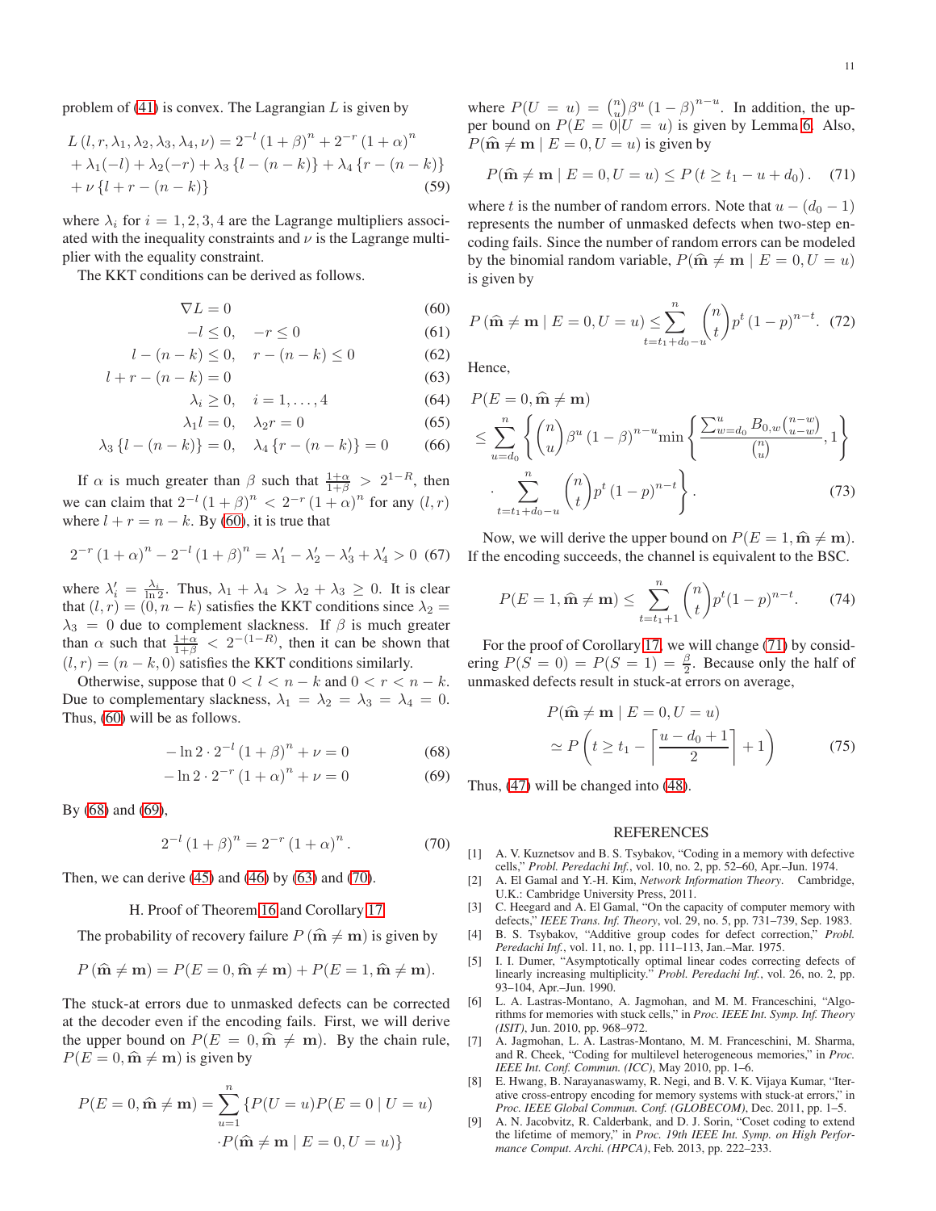problem of (41) is convex. The Lagrangian $L$ is given by

$$
\begin{aligned}
&L(l, r, \lambda_1, \lambda_2, \lambda_3, \lambda_4, \nu) = 2^{-l}(1+\beta)^n + 2^{-r}(1+\alpha)^n \\
&+ \lambda_1(-l) + \lambda_2(-r) + \lambda_3\{l - (n-k)\} + \lambda_4\{r - (n-k)\} \\
&+ \nu\{l + r - (n-k)\}
\end{aligned} \tag{59}
$$

where $\lambda_i$ for $i = 1, 2, 3, 4$ are the Lagrange multipliers associated with the inequality constraints and $\nu$ is the Lagrange multiplier with the equality constraint.

The KKT conditions can be derived as follows.

$$\nabla L = 0 \tag{60}$$

$$-l \le 0, \quad -r \le 0 \tag{61}$$

$$l - (n-k) \le 0, \quad r - (n-k) \le 0 \tag{62}$$

$$l + r - (n-k) = 0 \tag{63}$$

$$\lambda_i \ge 0, \quad i = 1, \ldots, 4 \tag{64}$$

$$\lambda_1 l = 0, \quad \lambda_2 r = 0 \tag{65}$$

$$\lambda_3\{l - (n-k)\} = 0, \quad \lambda_4\{r - (n-k)\} = 0 \tag{66}$$

If $\alpha$ is much greater than $\beta$ such that $\frac{1+\alpha}{1+\beta} > 2^{1-R}$, then we can claim that $2^{-l}(1+\beta)^n < 2^{-r}(1+\alpha)^n$ for any $(l, r)$ where $l + r = n - k$. By (60), it is true that

$$2^{-r}(1+\alpha)^n - 2^{-l}(1+\beta)^n = \lambda_1' - \lambda_2' - \lambda_3' + \lambda_4' > 0 \tag{67}$$

where $\lambda_i' = \frac{\lambda_i}{\ln 2}$. Thus, $\lambda_1 + \lambda_4 > \lambda_2 + \lambda_3 \ge 0$. It is clear that $(l, r) = (0, n-k)$ satisfies the KKT conditions since $\lambda_2 = \lambda_3 = 0$ due to complement slackness. If $\beta$ is much greater than $\alpha$ such that $\frac{1+\alpha}{1+\beta} < 2^{-(1-R)}$, then it can be shown that $(l, r) = (n-k, 0)$ satisfies the KKT conditions similarly.

Otherwise, suppose that $0 < l < n-k$ and $0 < r < n-k$. Due to complementary slackness, $\lambda_1 = \lambda_2 = \lambda_3 = \lambda_4 = 0$. Thus, (60) will be as follows.

$$-\ln 2 \cdot 2^{-l}(1+\beta)^n + \nu = 0 \tag{68}$$

$$-\ln 2 \cdot 2^{-r}(1+\alpha)^n + \nu = 0 \tag{69}$$

By (68) and (69),

$$2^{-l}(1+\beta)^n = 2^{-r}(1+\alpha)^n. \tag{70}$$

Then, we can derive (45) and (46) by (63) and (70).

### H. Proof of Theorem 16 and Corollary 17

The probability of recovery failure $P(\widehat{\mathbf{m}} \ne \mathbf{m})$ is given by

$$P(\widehat{\mathbf{m}} \ne \mathbf{m}) = P(E = 0, \widehat{\mathbf{m}} \ne \mathbf{m}) + P(E = 1, \widehat{\mathbf{m}} \ne \mathbf{m}).$$

The stuck-at errors due to unmasked defects can be corrected at the decoder even if the encoding fails. First, we will derive the upper bound on $P(E = 0, \widehat{\mathbf{m}} \ne \mathbf{m})$. By the chain rule, $P(E = 0, \widehat{\mathbf{m}} \ne \mathbf{m})$ is given by

$$
\begin{aligned}
P(E = 0, \widehat{\mathbf{m}} \ne \mathbf{m}) = \sum_{u=1}^{n} \{&P(U = u) P(E = 0 \mid U = u) \\
&\cdot P(\widehat{\mathbf{m}} \ne \mathbf{m} \mid E = 0, U = u)\}
\end{aligned}
$$

where $P(U = u) = \binom{n}{u}\beta^u(1-\beta)^{n-u}$. In addition, the upper bound on $P(E = 0 | U = u)$ is given by Lemma 6. Also, $P(\widehat{\mathbf{m}} \ne \mathbf{m} \mid E = 0, U = u)$ is given by

$$P(\widehat{\mathbf{m}} \ne \mathbf{m} \mid E = 0, U = u) \le P(t \ge t_1 - u + d_0). \tag{71}$$

where $t$ is the number of random errors. Note that $u - (d_0 - 1)$ represents the number of unmasked defects when two-step encoding fails. Since the number of random errors can be modeled by the binomial random variable, $P(\widehat{\mathbf{m}} \ne \mathbf{m} \mid E = 0, U = u)$ is given by

$$P(\widehat{\mathbf{m}} \ne \mathbf{m} \mid E = 0, U = u) \le \sum_{t = t_1 + d_0 - u}^{n} \binom{n}{t} p^t (1-p)^{n-t}. \tag{72}$$

Hence,

$$
\begin{aligned}
&P(E = 0, \widehat{\mathbf{m}} \ne \mathbf{m}) \\
&\le \sum_{u=d_0}^{n} \left\{ \binom{n}{u}\beta^u(1-\beta)^{n-u} \min\left\{ \frac{\sum_{w=d_0}^{u} B_{0,w}\binom{n-w}{u-w}}{\binom{n}{u}}, 1 \right\} \right. \\
&\left. \cdot \sum_{t = t_1 + d_0 - u}^{n} \binom{n}{t} p^t (1-p)^{n-t} \right\}.
\end{aligned} \tag{73}
$$

Now, we will derive the upper bound on $P(E = 1, \widehat{\mathbf{m}} \ne \mathbf{m})$. If the encoding succeeds, the channel is equivalent to the BSC.

$$P(E = 1, \widehat{\mathbf{m}} \ne \mathbf{m}) \le \sum_{t = t_1 + 1}^{n} \binom{n}{t} p^t (1-p)^{n-t}. \tag{74}$$

For the proof of Corollary 17, we will change (71) by considering $P(S = 0) = P(S = 1) = \frac{\beta}{2}$. Because only the half of unmasked defects result in stuck-at errors on average,

$$
\begin{aligned}
&P(\widehat{\mathbf{m}} \ne \mathbf{m} \mid E = 0, U = u) \\
&\simeq P\left(t \ge t_1 - \left\lceil \frac{u - d_0 + 1}{2} \right\rceil + 1\right)
\end{aligned} \tag{75}
$$

Thus, (47) will be changed into (48).

## REFERENCES

[1] A. V. Kuznetsov and B. S. Tsybakov, "Coding in a memory with defective cells," *Probl. Peredachi Inf.*, vol. 10, no. 2, pp. 52–60, Apr.–Jun. 1974.

[2] A. El Gamal and Y.-H. Kim, *Network Information Theory*. Cambridge, U.K.: Cambridge University Press, 2011.

[3] C. Heegard and A. El Gamal, "On the capacity of computer memory with defects," *IEEE Trans. Inf. Theory*, vol. 29, no. 5, pp. 731–739, Sep. 1983.

[4] B. S. Tsybakov, "Additive group codes for defect correction," *Probl. Peredachi Inf.*, vol. 11, no. 1, pp. 111–113, Jan.–Mar. 1975.

[5] I. I. Dumer, "Asymptotically optimal linear codes correcting defects of linearly increasing multiplicity." *Probl. Peredachi Inf.*, vol. 26, no. 2, pp. 93–104, Apr.–Jun. 1990.

[6] L. A. Lastras-Montano, A. Jagmohan, and M. M. Franceschini, "Algorithms for memories with stuck cells," in *Proc. IEEE Int. Symp. Inf. Theory (ISIT)*, Jun. 2010, pp. 968–972.

[7] A. Jagmohan, L. A. Lastras-Montano, M. M. Franceschini, M. Sharma, and R. Cheek, "Coding for multilevel heterogeneous memories," in *Proc. IEEE Int. Conf. Commun. (ICC)*, May 2010, pp. 1–6.

[8] E. Hwang, B. Narayanaswamy, R. Negi, and B. V. K. Vijaya Kumar, "Iterative cross-entropy encoding for memory systems with stuck-at errors," in *Proc. IEEE Global Commun. Conf. (GLOBECOM)*, Dec. 2011, pp. 1–5.

[9] A. N. Jacobvitz, R. Calderbank, and D. J. Sorin, "Coset coding to extend the lifetime of memory," in *Proc. 19th IEEE Int. Symp. on High Performance Comput. Archi. (HPCA)*, Feb. 2013, pp. 222–233.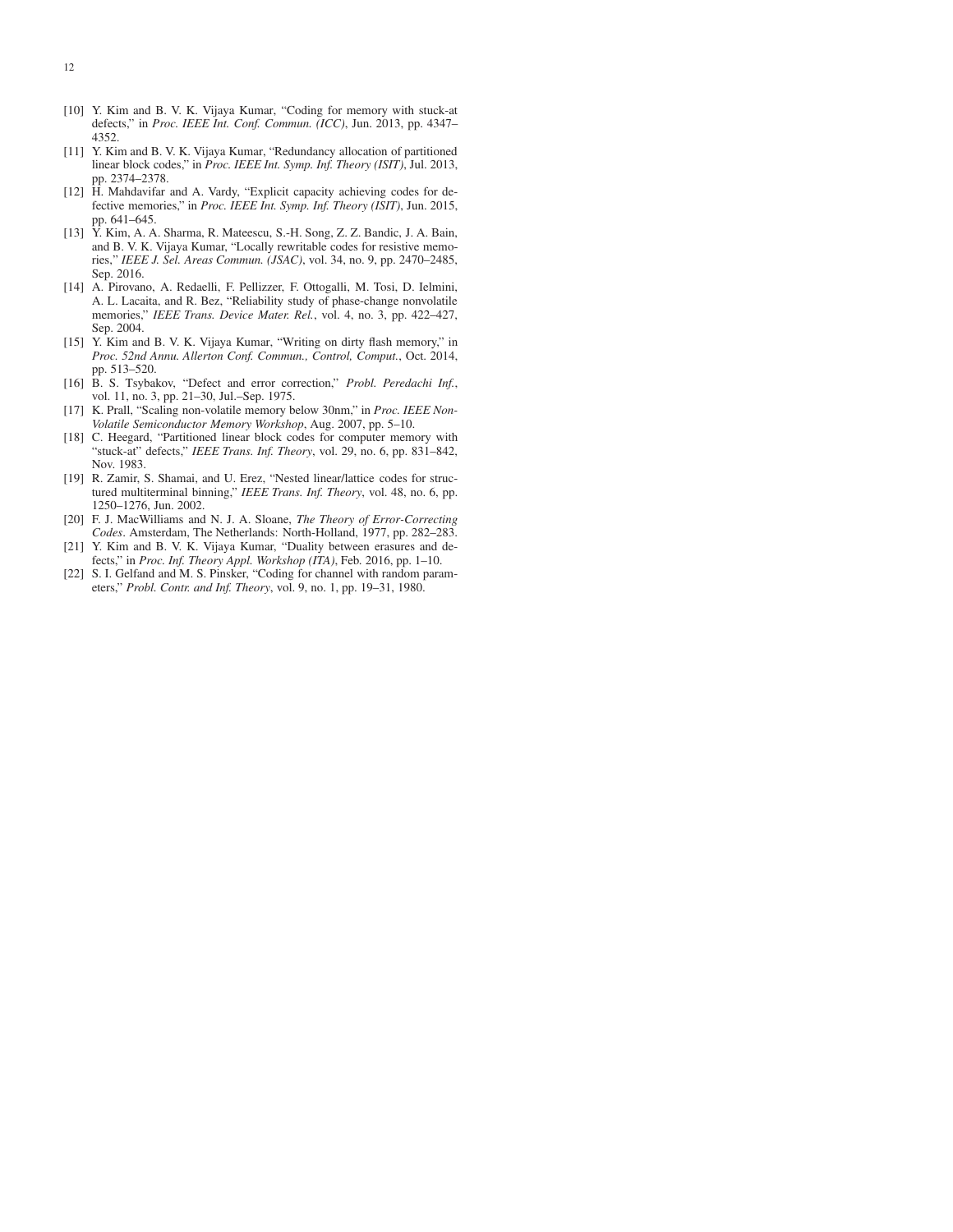[10] Y. Kim and B. V. K. Vijaya Kumar, "Coding for memory with stuck-at defects," in *Proc. IEEE Int. Conf. Commun. (ICC)*, Jun. 2013, pp. 4347–4352.

[11] Y. Kim and B. V. K. Vijaya Kumar, "Redundancy allocation of partitioned linear block codes," in *Proc. IEEE Int. Symp. Inf. Theory (ISIT)*, Jul. 2013, pp. 2374–2378.

[12] H. Mahdavifar and A. Vardy, "Explicit capacity achieving codes for defective memories," in *Proc. IEEE Int. Symp. Inf. Theory (ISIT)*, Jun. 2015, pp. 641–645.

[13] Y. Kim, A. A. Sharma, R. Mateescu, S.-H. Song, Z. Z. Bandic, J. A. Bain, and B. V. K. Vijaya Kumar, "Locally rewritable codes for resistive memories," *IEEE J. Sel. Areas Commun. (JSAC)*, vol. 34, no. 9, pp. 2470–2485, Sep. 2016.

[14] A. Pirovano, A. Redaelli, F. Pellizzer, F. Ottogalli, M. Tosi, D. Ielmini, A. L. Lacaita, and R. Bez, "Reliability study of phase-change nonvolatile memories," *IEEE Trans. Device Mater. Rel.*, vol. 4, no. 3, pp. 422–427, Sep. 2004.

[15] Y. Kim and B. V. K. Vijaya Kumar, "Writing on dirty flash memory," in *Proc. 52nd Annu. Allerton Conf. Commun., Control, Comput.*, Oct. 2014, pp. 513–520.

[16] B. S. Tsybakov, "Defect and error correction," *Probl. Peredachi Inf.*, vol. 11, no. 3, pp. 21–30, Jul.–Sep. 1975.

[17] K. Prall, "Scaling non-volatile memory below 30nm," in *Proc. IEEE Non-Volatile Semiconductor Memory Workshop*, Aug. 2007, pp. 5–10.

[18] C. Heegard, "Partitioned linear block codes for computer memory with "stuck-at" defects," *IEEE Trans. Inf. Theory*, vol. 29, no. 6, pp. 831–842, Nov. 1983.

[19] R. Zamir, S. Shamai, and U. Erez, "Nested linear/lattice codes for structured multiterminal binning," *IEEE Trans. Inf. Theory*, vol. 48, no. 6, pp. 1250–1276, Jun. 2002.

[20] F. J. MacWilliams and N. J. A. Sloane, *The Theory of Error-Correcting Codes*. Amsterdam, The Netherlands: North-Holland, 1977, pp. 282–283.

[21] Y. Kim and B. V. K. Vijaya Kumar, "Duality between erasures and defects," in *Proc. Inf. Theory Appl. Workshop (ITA)*, Feb. 2016, pp. 1–10.

[22] S. I. Gelfand and M. S. Pinsker, "Coding for channel with random parameters," *Probl. Contr. and Inf. Theory*, vol. 9, no. 1, pp. 19–31, 1980.